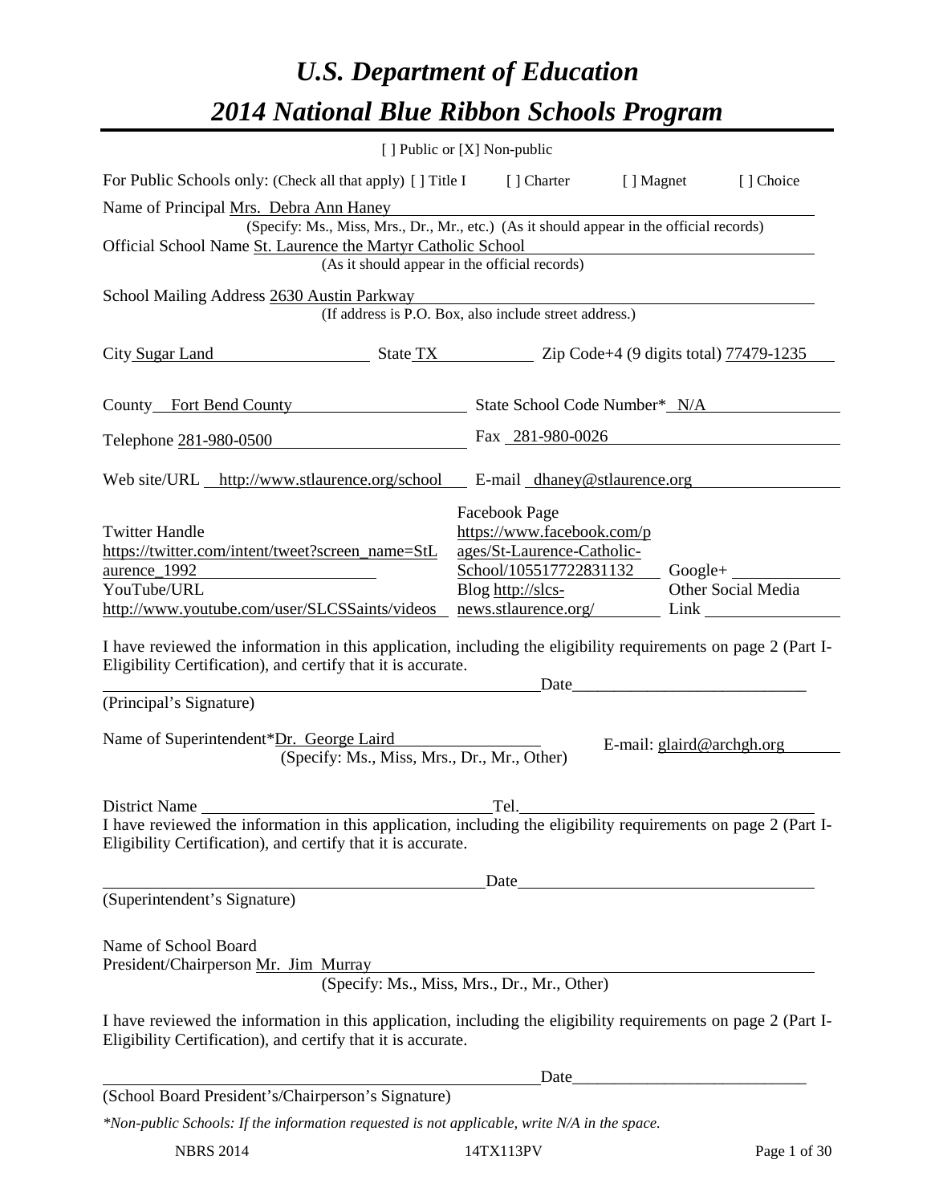# *U.S. Department of Education*

# *2014 National Blue Ribbon Schools Program*

[ ] Public or [X] Non-public

For Public Schools only: (Check all that apply) [ ] Title I [ ] Charter [ ] Magnet [ ] Choice

Name of Principal Mrs. Debra Ann Haney
(Specify: Ms., Miss, Mrs., Dr., Mr., etc.) (As it should appear in the official records)

Official School Name St. Laurence the Martyr Catholic School
(As it should appear in the official records)

School Mailing Address 2630 Austin Parkway
(If address is P.O. Box, also include street address.)

City Sugar Land State TX Zip Code+4 (9 digits total) 77479-1235

County Fort Bend County State School Code Number* N/A

Telephone 281-980-0500 Fax 281-980-0026

Web site/URL http://www.stlaurence.org/school E-mail dhaney@stlaurence.org

Twitter Handle https://twitter.com/intent/tweet?screen_name=StLaurence_1992
Facebook Page https://www.facebook.com/pages/St-Laurence-Catholic-School/105517722831132
Google+
YouTube/URL http://www.youtube.com/user/SLCSSaints/videos
Blog http://slcs-news.stlaurence.org/
Other Social Media Link

I have reviewed the information in this application, including the eligibility requirements on page 2 (Part I-Eligibility Certification), and certify that it is accurate.

_________________________________________ Date_____________________________

(Principal's Signature)

Name of Superintendent*Dr. George Laird
(Specify: Ms., Miss, Mrs., Dr., Mr., Other)
E-mail: glaird@archgh.org

District Name _________________________ Tel. _________________________

I have reviewed the information in this application, including the eligibility requirements on page 2 (Part I-Eligibility Certification), and certify that it is accurate.

_________________________________________ Date_____________________________

(Superintendent's Signature)

Name of School Board
President/Chairperson Mr. Jim Murray
(Specify: Ms., Miss, Mrs., Dr., Mr., Other)

I have reviewed the information in this application, including the eligibility requirements on page 2 (Part I-Eligibility Certification), and certify that it is accurate.

_________________________________________ Date_____________________________

(School Board President's/Chairperson's Signature)

*\*Non-public Schools: If the information requested is not applicable, write N/A in the space.*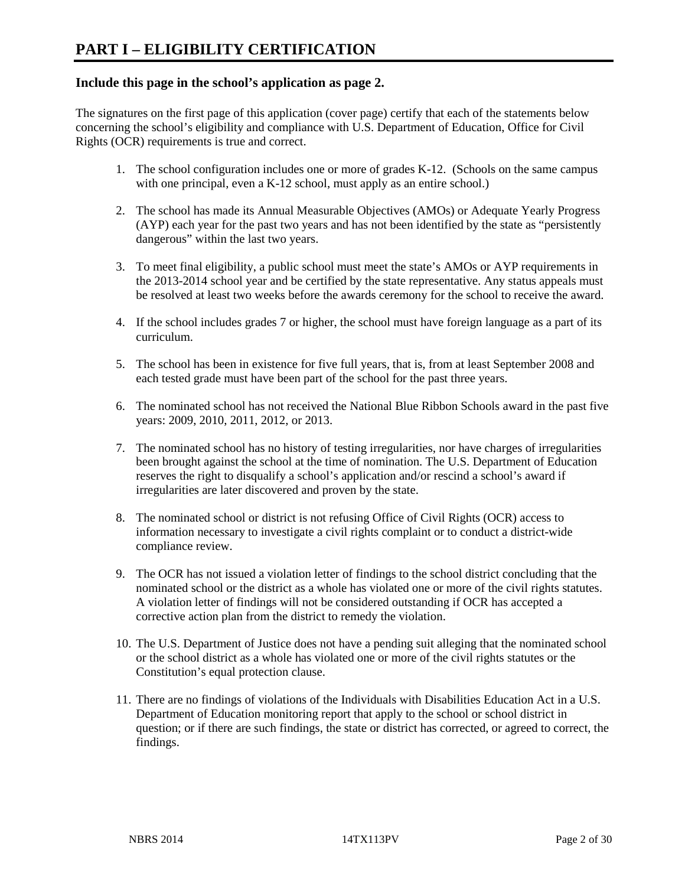# PART I – ELIGIBILITY CERTIFICATION

### Include this page in the school's application as page 2.

The signatures on the first page of this application (cover page) certify that each of the statements below concerning the school's eligibility and compliance with U.S. Department of Education, Office for Civil Rights (OCR) requirements is true and correct.

1. The school configuration includes one or more of grades K-12. (Schools on the same campus with one principal, even a K-12 school, must apply as an entire school.)

2. The school has made its Annual Measurable Objectives (AMOs) or Adequate Yearly Progress (AYP) each year for the past two years and has not been identified by the state as "persistently dangerous" within the last two years.

3. To meet final eligibility, a public school must meet the state's AMOs or AYP requirements in the 2013-2014 school year and be certified by the state representative. Any status appeals must be resolved at least two weeks before the awards ceremony for the school to receive the award.

4. If the school includes grades 7 or higher, the school must have foreign language as a part of its curriculum.

5. The school has been in existence for five full years, that is, from at least September 2008 and each tested grade must have been part of the school for the past three years.

6. The nominated school has not received the National Blue Ribbon Schools award in the past five years: 2009, 2010, 2011, 2012, or 2013.

7. The nominated school has no history of testing irregularities, nor have charges of irregularities been brought against the school at the time of nomination. The U.S. Department of Education reserves the right to disqualify a school's application and/or rescind a school's award if irregularities are later discovered and proven by the state.

8. The nominated school or district is not refusing Office of Civil Rights (OCR) access to information necessary to investigate a civil rights complaint or to conduct a district-wide compliance review.

9. The OCR has not issued a violation letter of findings to the school district concluding that the nominated school or the district as a whole has violated one or more of the civil rights statutes. A violation letter of findings will not be considered outstanding if OCR has accepted a corrective action plan from the district to remedy the violation.

10. The U.S. Department of Justice does not have a pending suit alleging that the nominated school or the school district as a whole has violated one or more of the civil rights statutes or the Constitution's equal protection clause.

11. There are no findings of violations of the Individuals with Disabilities Education Act in a U.S. Department of Education monitoring report that apply to the school or school district in question; or if there are such findings, the state or district has corrected, or agreed to correct, the findings.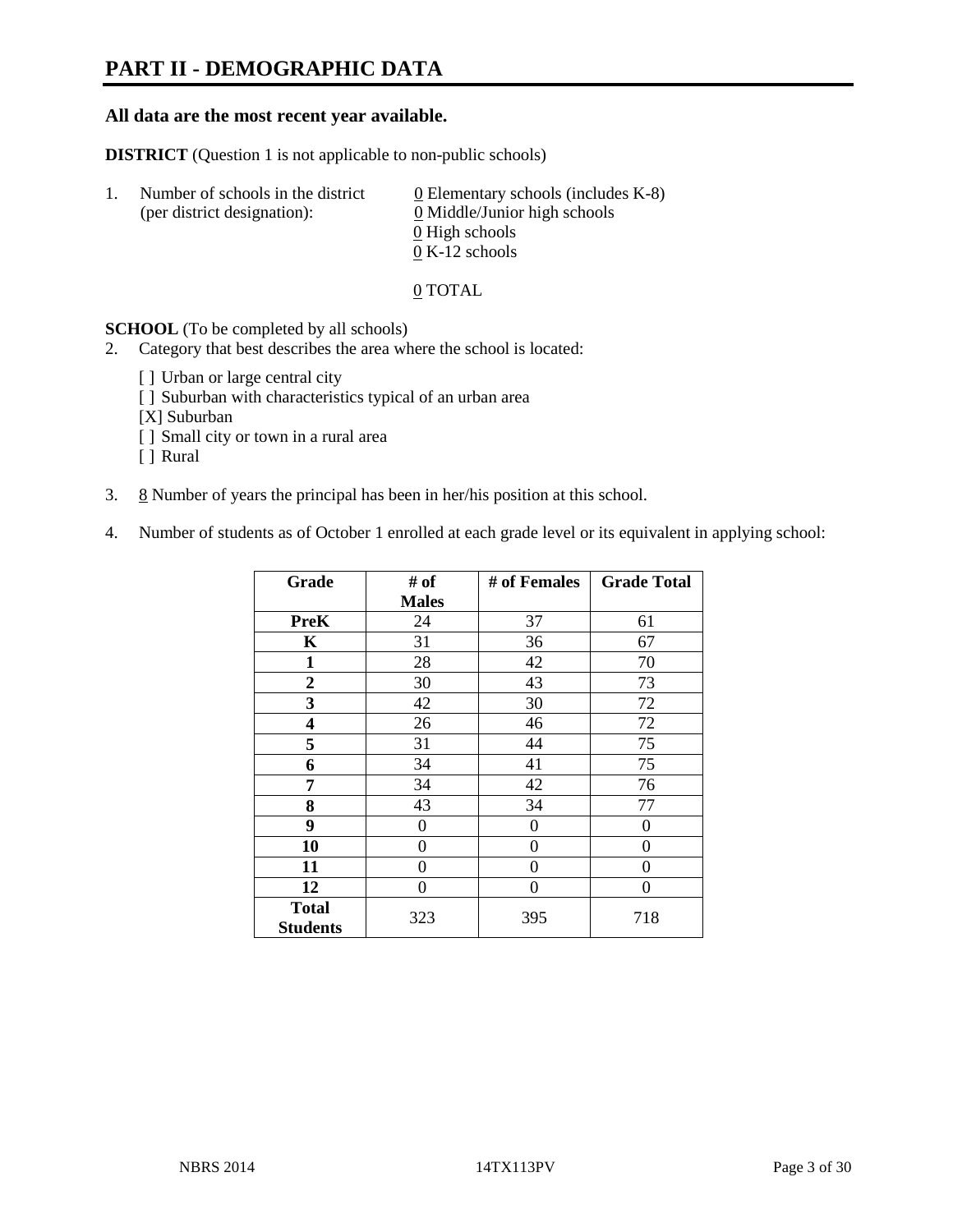# PART II - DEMOGRAPHIC DATA

**All data are the most recent year available.**

**DISTRICT** (Question 1 is not applicable to non-public schools)

1. Number of schools in the district (per district designation):
   0 Elementary schools (includes K-8)
   0 Middle/Junior high schools
   0 High schools
   0 K-12 schools

   0 TOTAL

**SCHOOL** (To be completed by all schools)

2. Category that best describes the area where the school is located:

   [ ] Urban or large central city
   [ ] Suburban with characteristics typical of an urban area
   [X] Suburban
   [ ] Small city or town in a rural area
   [ ] Rural

3. 8 Number of years the principal has been in her/his position at this school.

4. Number of students as of October 1 enrolled at each grade level or its equivalent in applying school:

| Grade | # of Males | # of Females | Grade Total |
|---|---|---|---|
| **PreK** | 24 | 37 | 61 |
| **K** | 31 | 36 | 67 |
| **1** | 28 | 42 | 70 |
| **2** | 30 | 43 | 73 |
| **3** | 42 | 30 | 72 |
| **4** | 26 | 46 | 72 |
| **5** | 31 | 44 | 75 |
| **6** | 34 | 41 | 75 |
| **7** | 34 | 42 | 76 |
| **8** | 43 | 34 | 77 |
| **9** | 0 | 0 | 0 |
| **10** | 0 | 0 | 0 |
| **11** | 0 | 0 | 0 |
| **12** | 0 | 0 | 0 |
| **Total Students** | 323 | 395 | 718 |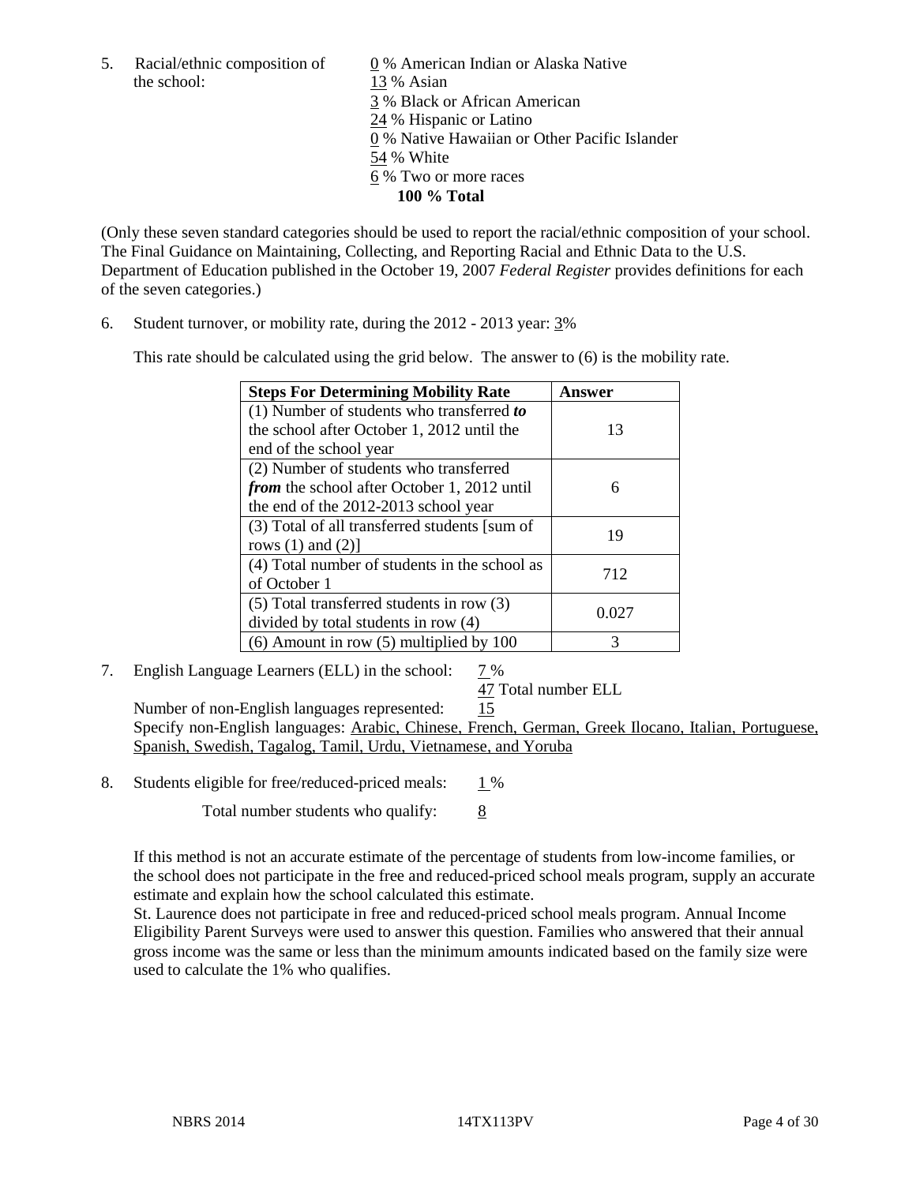5. Racial/ethnic composition of the school:

0 % American Indian or Alaska Native
13 % Asian
3 % Black or African American
24 % Hispanic or Latino
0 % Native Hawaiian or Other Pacific Islander
54 % White
6 % Two or more races
**100 % Total**

(Only these seven standard categories should be used to report the racial/ethnic composition of your school. The Final Guidance on Maintaining, Collecting, and Reporting Racial and Ethnic Data to the U.S. Department of Education published in the October 19, 2007 *Federal Register* provides definitions for each of the seven categories.)

6. Student turnover, or mobility rate, during the 2012 - 2013 year: 3%

This rate should be calculated using the grid below. The answer to (6) is the mobility rate.

| **Steps For Determining Mobility Rate** | **Answer** |
|---|---|
| (1) Number of students who transferred ***to*** the school after October 1, 2012 until the end of the school year | 13 |
| (2) Number of students who transferred ***from*** the school after October 1, 2012 until the end of the 2012-2013 school year | 6 |
| (3) Total of all transferred students [sum of rows (1) and (2)] | 19 |
| (4) Total number of students in the school as of October 1 | 712 |
| (5) Total transferred students in row (3) divided by total students in row (4) | 0.027 |
| (6) Amount in row (5) multiplied by 100 | 3 |

7. English Language Learners (ELL) in the school: 7 %
47 Total number ELL
Number of non-English languages represented: 15
Specify non-English languages: Arabic, Chinese, French, German, Greek Ilocano, Italian, Portuguese, Spanish, Swedish, Tagalog, Tamil, Urdu, Vietnamese, and Yoruba

8. Students eligible for free/reduced-priced meals: 1 %
Total number students who qualify: 8

If this method is not an accurate estimate of the percentage of students from low-income families, or the school does not participate in the free and reduced-priced school meals program, supply an accurate estimate and explain how the school calculated this estimate.
St. Laurence does not participate in free and reduced-priced school meals program. Annual Income Eligibility Parent Surveys were used to answer this question. Families who answered that their annual gross income was the same or less than the minimum amounts indicated based on the family size were used to calculate the 1% who qualifies.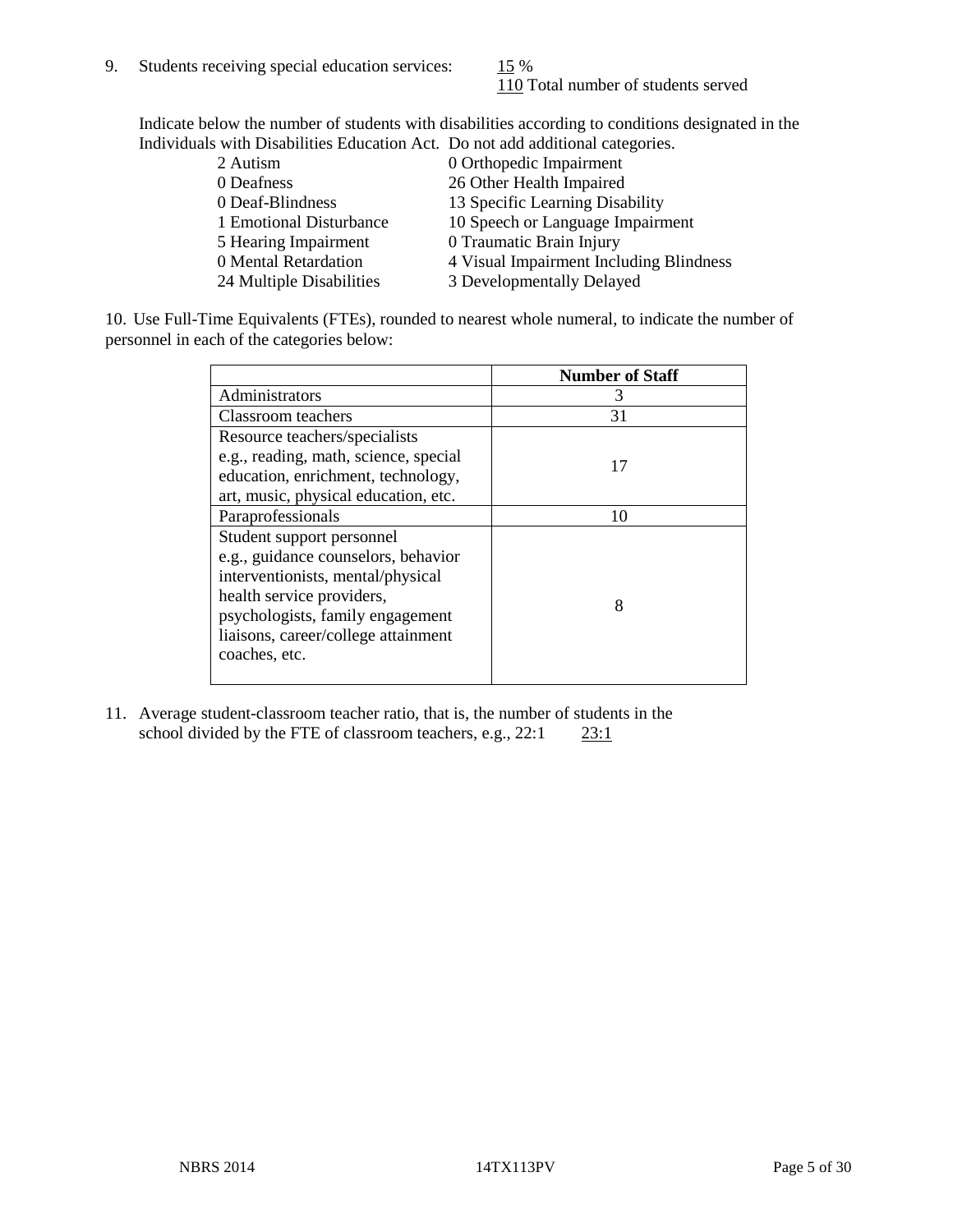9. Students receiving special education services: 15 %
   110 Total number of students served

   Indicate below the number of students with disabilities according to conditions designated in the Individuals with Disabilities Education Act. Do not add additional categories.

| | |
|---|---|
| 2 Autism | 0 Orthopedic Impairment |
| 0 Deafness | 26 Other Health Impaired |
| 0 Deaf-Blindness | 13 Specific Learning Disability |
| 1 Emotional Disturbance | 10 Speech or Language Impairment |
| 5 Hearing Impairment | 0 Traumatic Brain Injury |
| 0 Mental Retardation | 4 Visual Impairment Including Blindness |
| 24 Multiple Disabilities | 3 Developmentally Delayed |

10. Use Full-Time Equivalents (FTEs), rounded to nearest whole numeral, to indicate the number of personnel in each of the categories below:

| | Number of Staff |
|---|---|
| Administrators | 3 |
| Classroom teachers | 31 |
| Resource teachers/specialists e.g., reading, math, science, special education, enrichment, technology, art, music, physical education, etc. | 17 |
| Paraprofessionals | 10 |
| Student support personnel e.g., guidance counselors, behavior interventionists, mental/physical health service providers, psychologists, family engagement liaisons, career/college attainment coaches, etc. | 8 |

11. Average student-classroom teacher ratio, that is, the number of students in the school divided by the FTE of classroom teachers, e.g., 22:1   23:1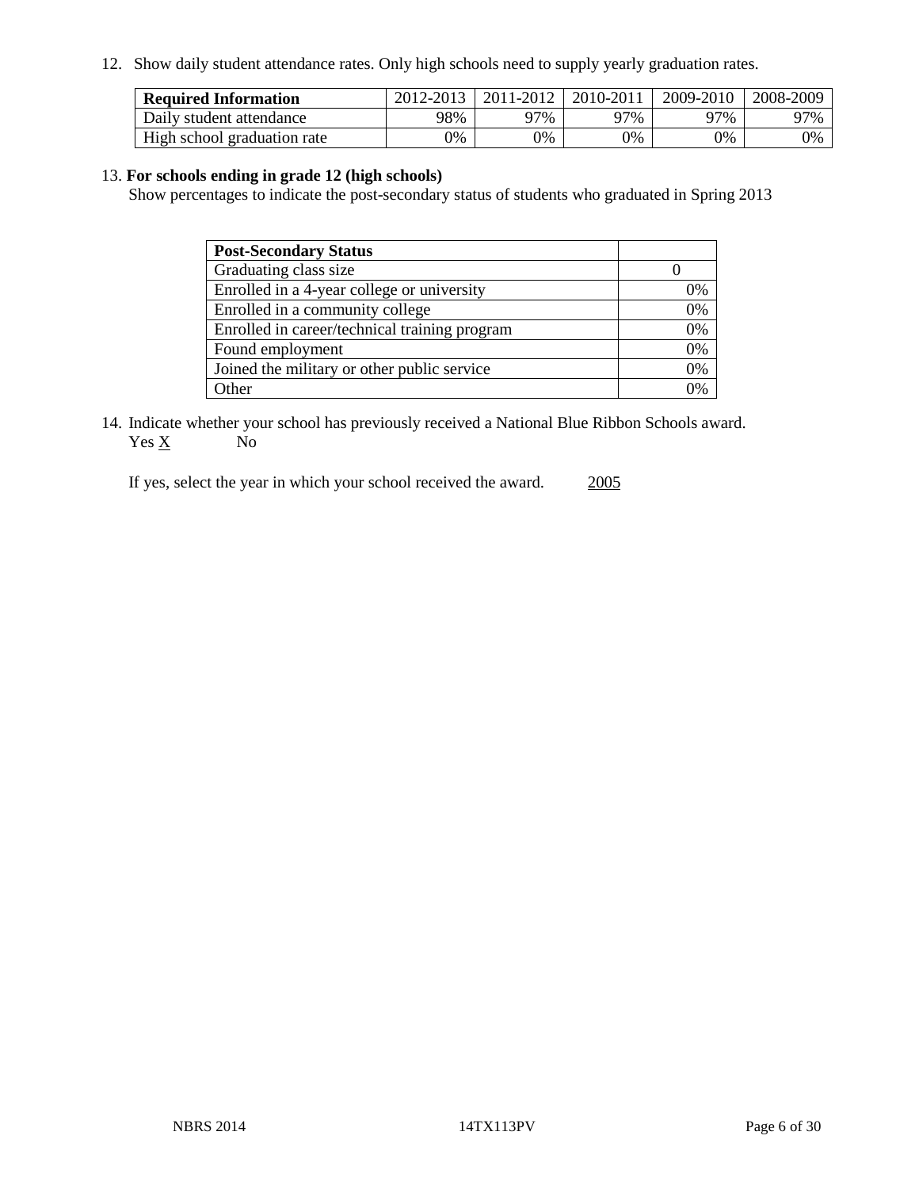12. Show daily student attendance rates. Only high schools need to supply yearly graduation rates.

| **Required Information** | 2012-2013 | 2011-2012 | 2010-2011 | 2009-2010 | 2008-2009 |
|---|---|---|---|---|---|
| Daily student attendance | 98% | 97% | 97% | 97% | 97% |
| High school graduation rate | 0% | 0% | 0% | 0% | 0% |

13. **For schools ending in grade 12 (high schools)**
Show percentages to indicate the post-secondary status of students who graduated in Spring 2013

| **Post-Secondary Status** | |
|---|---|
| Graduating class size | 0 |
| Enrolled in a 4-year college or university | 0% |
| Enrolled in a community college | 0% |
| Enrolled in career/technical training program | 0% |
| Found employment | 0% |
| Joined the military or other public service | 0% |
| Other | 0% |

14. Indicate whether your school has previously received a National Blue Ribbon Schools award.
Yes X No

If yes, select the year in which your school received the award. 2005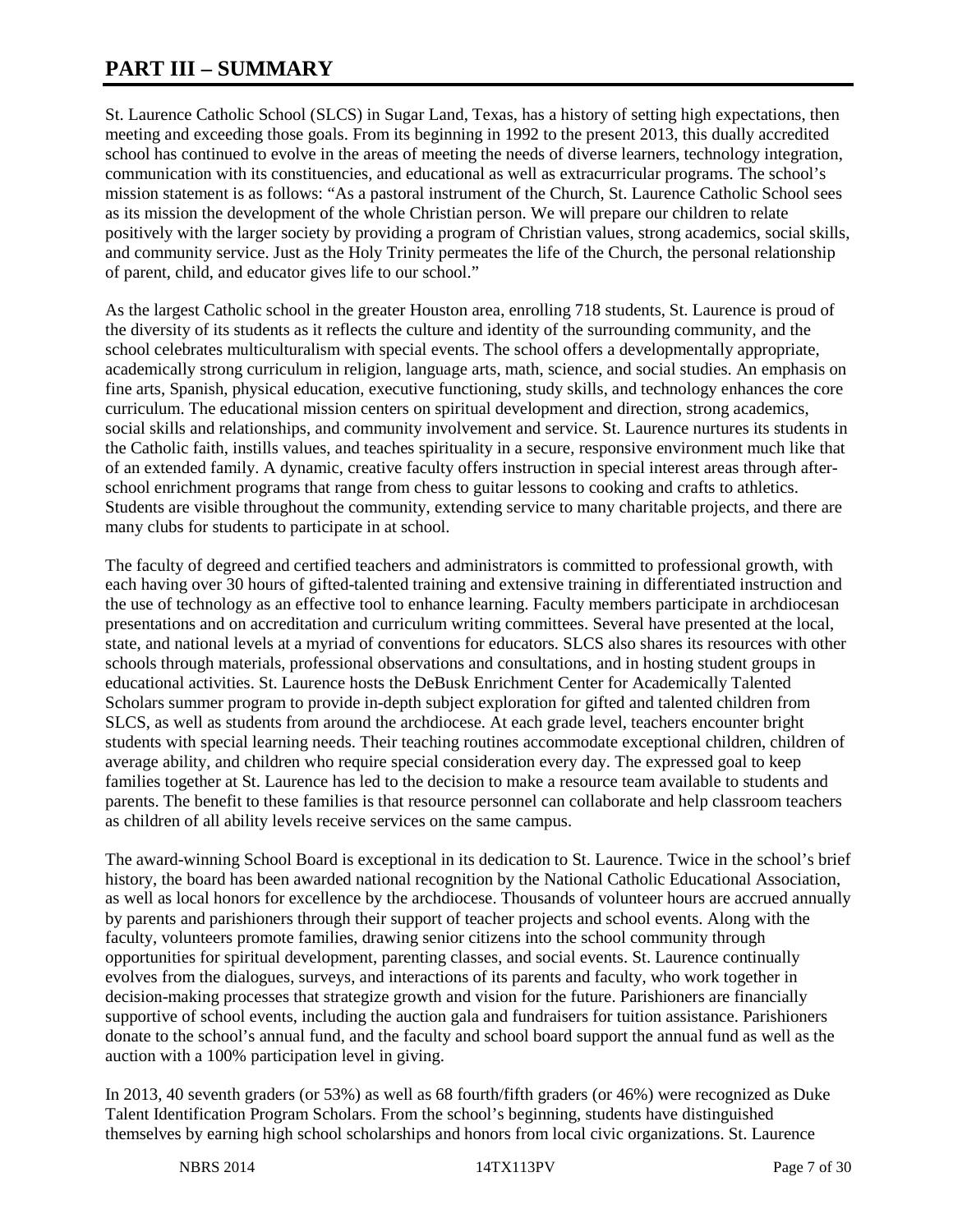# PART III – SUMMARY

St. Laurence Catholic School (SLCS) in Sugar Land, Texas, has a history of setting high expectations, then meeting and exceeding those goals. From its beginning in 1992 to the present 2013, this dually accredited school has continued to evolve in the areas of meeting the needs of diverse learners, technology integration, communication with its constituencies, and educational as well as extracurricular programs. The school's mission statement is as follows: "As a pastoral instrument of the Church, St. Laurence Catholic School sees as its mission the development of the whole Christian person. We will prepare our children to relate positively with the larger society by providing a program of Christian values, strong academics, social skills, and community service. Just as the Holy Trinity permeates the life of the Church, the personal relationship of parent, child, and educator gives life to our school."

As the largest Catholic school in the greater Houston area, enrolling 718 students, St. Laurence is proud of the diversity of its students as it reflects the culture and identity of the surrounding community, and the school celebrates multiculturalism with special events. The school offers a developmentally appropriate, academically strong curriculum in religion, language arts, math, science, and social studies. An emphasis on fine arts, Spanish, physical education, executive functioning, study skills, and technology enhances the core curriculum. The educational mission centers on spiritual development and direction, strong academics, social skills and relationships, and community involvement and service. St. Laurence nurtures its students in the Catholic faith, instills values, and teaches spirituality in a secure, responsive environment much like that of an extended family. A dynamic, creative faculty offers instruction in special interest areas through after-school enrichment programs that range from chess to guitar lessons to cooking and crafts to athletics. Students are visible throughout the community, extending service to many charitable projects, and there are many clubs for students to participate in at school.

The faculty of degreed and certified teachers and administrators is committed to professional growth, with each having over 30 hours of gifted-talented training and extensive training in differentiated instruction and the use of technology as an effective tool to enhance learning. Faculty members participate in archdiocesan presentations and on accreditation and curriculum writing committees. Several have presented at the local, state, and national levels at a myriad of conventions for educators. SLCS also shares its resources with other schools through materials, professional observations and consultations, and in hosting student groups in educational activities. St. Laurence hosts the DeBusk Enrichment Center for Academically Talented Scholars summer program to provide in-depth subject exploration for gifted and talented children from SLCS, as well as students from around the archdiocese. At each grade level, teachers encounter bright students with special learning needs. Their teaching routines accommodate exceptional children, children of average ability, and children who require special consideration every day. The expressed goal to keep families together at St. Laurence has led to the decision to make a resource team available to students and parents. The benefit to these families is that resource personnel can collaborate and help classroom teachers as children of all ability levels receive services on the same campus.

The award-winning School Board is exceptional in its dedication to St. Laurence. Twice in the school's brief history, the board has been awarded national recognition by the National Catholic Educational Association, as well as local honors for excellence by the archdiocese. Thousands of volunteer hours are accrued annually by parents and parishioners through their support of teacher projects and school events. Along with the faculty, volunteers promote families, drawing senior citizens into the school community through opportunities for spiritual development, parenting classes, and social events. St. Laurence continually evolves from the dialogues, surveys, and interactions of its parents and faculty, who work together in decision-making processes that strategize growth and vision for the future. Parishioners are financially supportive of school events, including the auction gala and fundraisers for tuition assistance. Parishioners donate to the school's annual fund, and the faculty and school board support the annual fund as well as the auction with a 100% participation level in giving.

In 2013, 40 seventh graders (or 53%) as well as 68 fourth/fifth graders (or 46%) were recognized as Duke Talent Identification Program Scholars. From the school's beginning, students have distinguished themselves by earning high school scholarships and honors from local civic organizations. St. Laurence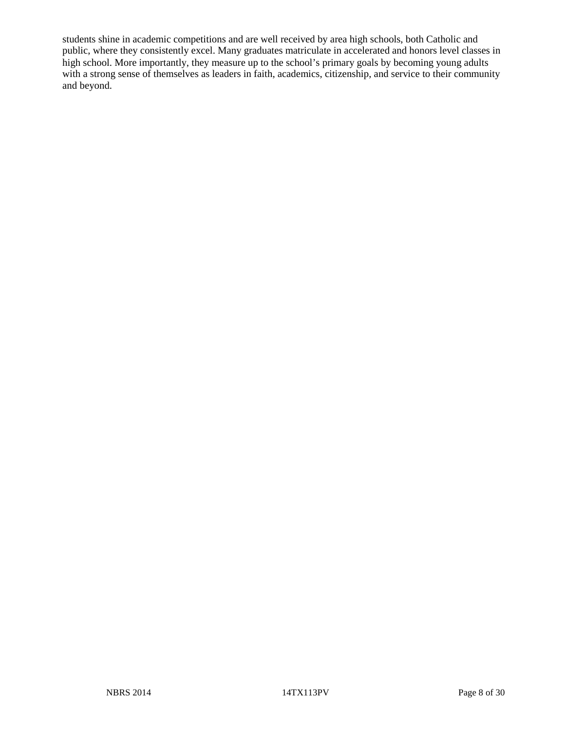students shine in academic competitions and are well received by area high schools, both Catholic and public, where they consistently excel. Many graduates matriculate in accelerated and honors level classes in high school. More importantly, they measure up to the school’s primary goals by becoming young adults with a strong sense of themselves as leaders in faith, academics, citizenship, and service to their community and beyond.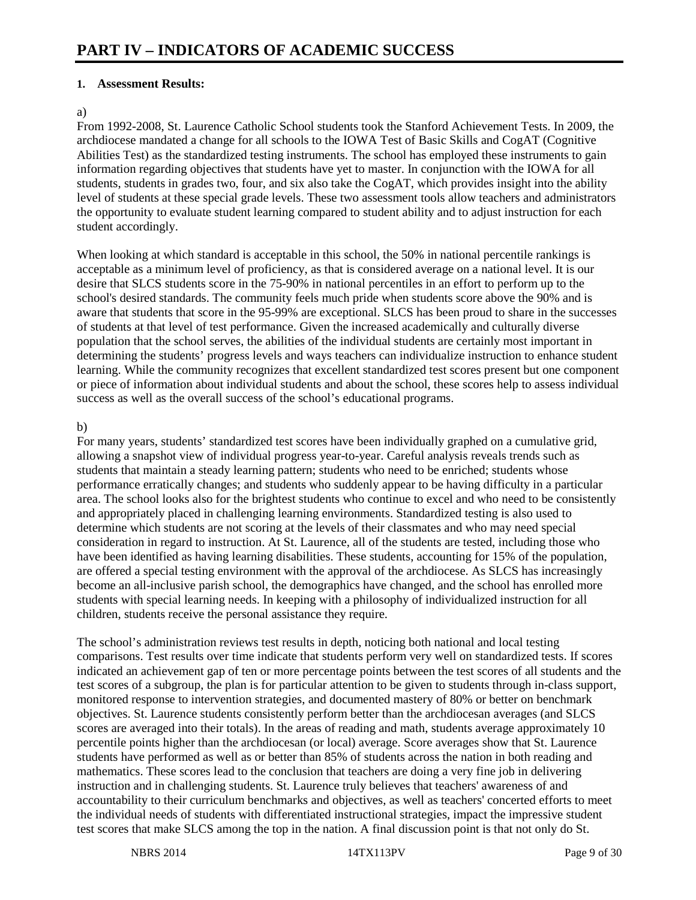# PART IV – INDICATORS OF ACADEMIC SUCCESS

**1. Assessment Results:**

a)

From 1992-2008, St. Laurence Catholic School students took the Stanford Achievement Tests. In 2009, the archdiocese mandated a change for all schools to the IOWA Test of Basic Skills and CogAT (Cognitive Abilities Test) as the standardized testing instruments. The school has employed these instruments to gain information regarding objectives that students have yet to master. In conjunction with the IOWA for all students, students in grades two, four, and six also take the CogAT, which provides insight into the ability level of students at these special grade levels. These two assessment tools allow teachers and administrators the opportunity to evaluate student learning compared to student ability and to adjust instruction for each student accordingly.

When looking at which standard is acceptable in this school, the 50% in national percentile rankings is acceptable as a minimum level of proficiency, as that is considered average on a national level. It is our desire that SLCS students score in the 75-90% in national percentiles in an effort to perform up to the school's desired standards. The community feels much pride when students score above the 90% and is aware that students that score in the 95-99% are exceptional. SLCS has been proud to share in the successes of students at that level of test performance. Given the increased academically and culturally diverse population that the school serves, the abilities of the individual students are certainly most important in determining the students' progress levels and ways teachers can individualize instruction to enhance student learning. While the community recognizes that excellent standardized test scores present but one component or piece of information about individual students and about the school, these scores help to assess individual success as well as the overall success of the school's educational programs.

b)

For many years, students' standardized test scores have been individually graphed on a cumulative grid, allowing a snapshot view of individual progress year-to-year. Careful analysis reveals trends such as students that maintain a steady learning pattern; students who need to be enriched; students whose performance erratically changes; and students who suddenly appear to be having difficulty in a particular area. The school looks also for the brightest students who continue to excel and who need to be consistently and appropriately placed in challenging learning environments. Standardized testing is also used to determine which students are not scoring at the levels of their classmates and who may need special consideration in regard to instruction. At St. Laurence, all of the students are tested, including those who have been identified as having learning disabilities. These students, accounting for 15% of the population, are offered a special testing environment with the approval of the archdiocese. As SLCS has increasingly become an all-inclusive parish school, the demographics have changed, and the school has enrolled more students with special learning needs. In keeping with a philosophy of individualized instruction for all children, students receive the personal assistance they require.

The school's administration reviews test results in depth, noticing both national and local testing comparisons. Test results over time indicate that students perform very well on standardized tests. If scores indicated an achievement gap of ten or more percentage points between the test scores of all students and the test scores of a subgroup, the plan is for particular attention to be given to students through in-class support, monitored response to intervention strategies, and documented mastery of 80% or better on benchmark objectives. St. Laurence students consistently perform better than the archdiocesan averages (and SLCS scores are averaged into their totals). In the areas of reading and math, students average approximately 10 percentile points higher than the archdiocesan (or local) average. Score averages show that St. Laurence students have performed as well as or better than 85% of students across the nation in both reading and mathematics. These scores lead to the conclusion that teachers are doing a very fine job in delivering instruction and in challenging students. St. Laurence truly believes that teachers' awareness of and accountability to their curriculum benchmarks and objectives, as well as teachers' concerted efforts to meet the individual needs of students with differentiated instructional strategies, impact the impressive student test scores that make SLCS among the top in the nation. A final discussion point is that not only do St.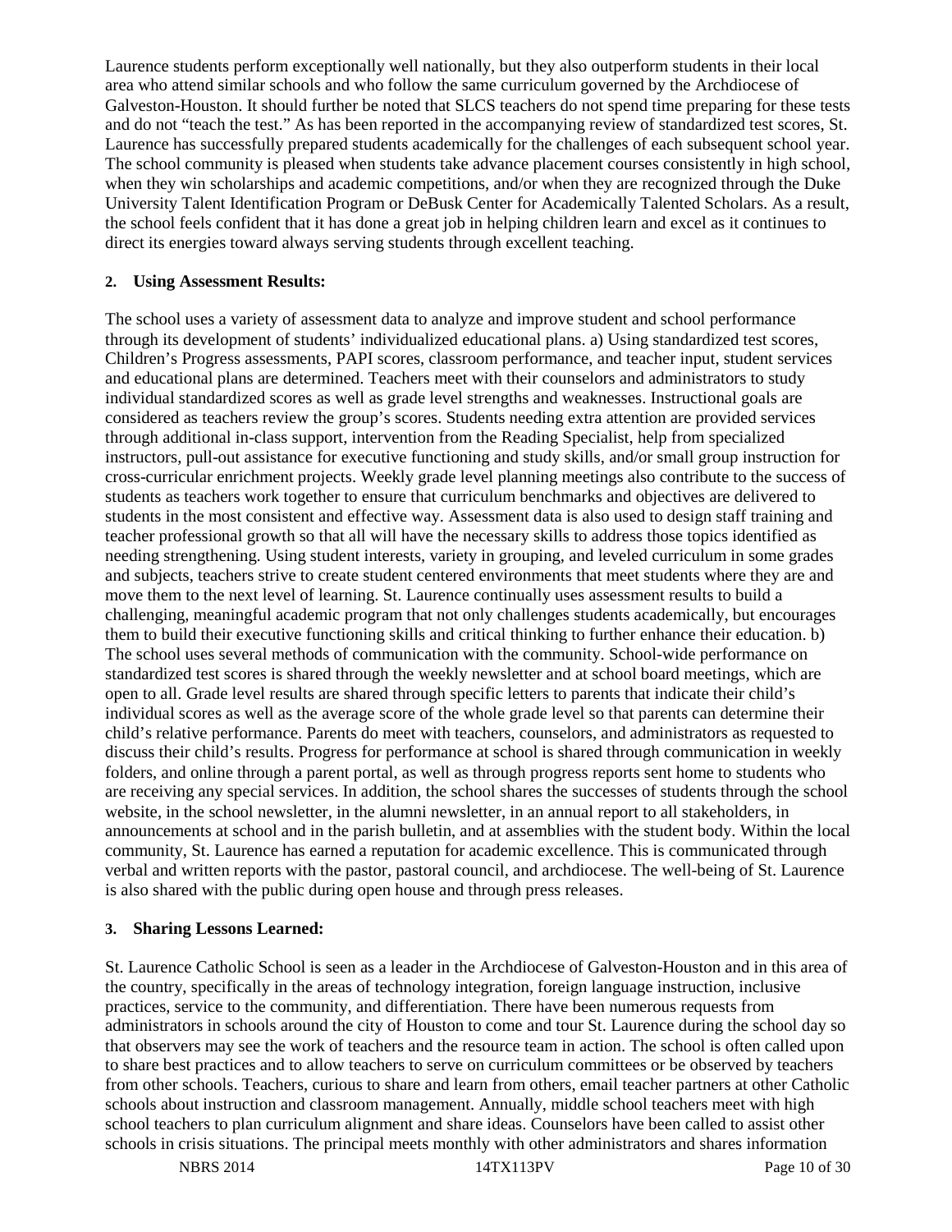Laurence students perform exceptionally well nationally, but they also outperform students in their local area who attend similar schools and who follow the same curriculum governed by the Archdiocese of Galveston-Houston. It should further be noted that SLCS teachers do not spend time preparing for these tests and do not "teach the test." As has been reported in the accompanying review of standardized test scores, St. Laurence has successfully prepared students academically for the challenges of each subsequent school year. The school community is pleased when students take advance placement courses consistently in high school, when they win scholarships and academic competitions, and/or when they are recognized through the Duke University Talent Identification Program or DeBusk Center for Academically Talented Scholars. As a result, the school feels confident that it has done a great job in helping children learn and excel as it continues to direct its energies toward always serving students through excellent teaching.

**2. Using Assessment Results:**

The school uses a variety of assessment data to analyze and improve student and school performance through its development of students' individualized educational plans. a) Using standardized test scores, Children's Progress assessments, PAPI scores, classroom performance, and teacher input, student services and educational plans are determined. Teachers meet with their counselors and administrators to study individual standardized scores as well as grade level strengths and weaknesses. Instructional goals are considered as teachers review the group's scores. Students needing extra attention are provided services through additional in-class support, intervention from the Reading Specialist, help from specialized instructors, pull-out assistance for executive functioning and study skills, and/or small group instruction for cross-curricular enrichment projects. Weekly grade level planning meetings also contribute to the success of students as teachers work together to ensure that curriculum benchmarks and objectives are delivered to students in the most consistent and effective way. Assessment data is also used to design staff training and teacher professional growth so that all will have the necessary skills to address those topics identified as needing strengthening. Using student interests, variety in grouping, and leveled curriculum in some grades and subjects, teachers strive to create student centered environments that meet students where they are and move them to the next level of learning. St. Laurence continually uses assessment results to build a challenging, meaningful academic program that not only challenges students academically, but encourages them to build their executive functioning skills and critical thinking to further enhance their education. b) The school uses several methods of communication with the community. School-wide performance on standardized test scores is shared through the weekly newsletter and at school board meetings, which are open to all. Grade level results are shared through specific letters to parents that indicate their child's individual scores as well as the average score of the whole grade level so that parents can determine their child's relative performance. Parents do meet with teachers, counselors, and administrators as requested to discuss their child's results. Progress for performance at school is shared through communication in weekly folders, and online through a parent portal, as well as through progress reports sent home to students who are receiving any special services. In addition, the school shares the successes of students through the school website, in the school newsletter, in the alumni newsletter, in an annual report to all stakeholders, in announcements at school and in the parish bulletin, and at assemblies with the student body. Within the local community, St. Laurence has earned a reputation for academic excellence. This is communicated through verbal and written reports with the pastor, pastoral council, and archdiocese. The well-being of St. Laurence is also shared with the public during open house and through press releases.

**3. Sharing Lessons Learned:**

St. Laurence Catholic School is seen as a leader in the Archdiocese of Galveston-Houston and in this area of the country, specifically in the areas of technology integration, foreign language instruction, inclusive practices, service to the community, and differentiation. There have been numerous requests from administrators in schools around the city of Houston to come and tour St. Laurence during the school day so that observers may see the work of teachers and the resource team in action. The school is often called upon to share best practices and to allow teachers to serve on curriculum committees or be observed by teachers from other schools. Teachers, curious to share and learn from others, email teacher partners at other Catholic schools about instruction and classroom management. Annually, middle school teachers meet with high school teachers to plan curriculum alignment and share ideas. Counselors have been called to assist other schools in crisis situations. The principal meets monthly with other administrators and shares information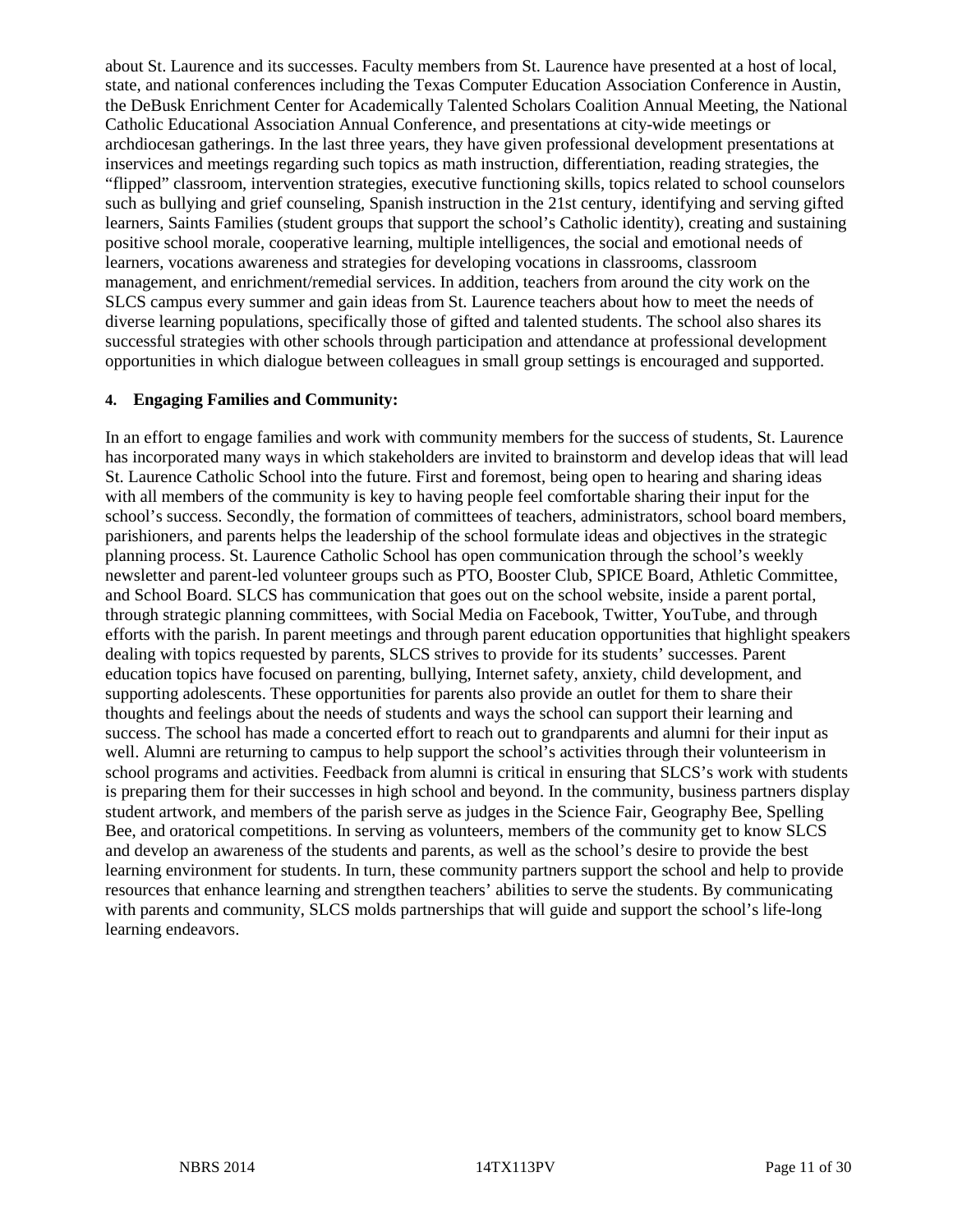about St. Laurence and its successes. Faculty members from St. Laurence have presented at a host of local, state, and national conferences including the Texas Computer Education Association Conference in Austin, the DeBusk Enrichment Center for Academically Talented Scholars Coalition Annual Meeting, the National Catholic Educational Association Annual Conference, and presentations at city-wide meetings or archdiocesan gatherings. In the last three years, they have given professional development presentations at inservices and meetings regarding such topics as math instruction, differentiation, reading strategies, the "flipped" classroom, intervention strategies, executive functioning skills, topics related to school counselors such as bullying and grief counseling, Spanish instruction in the 21st century, identifying and serving gifted learners, Saints Families (student groups that support the school's Catholic identity), creating and sustaining positive school morale, cooperative learning, multiple intelligences, the social and emotional needs of learners, vocations awareness and strategies for developing vocations in classrooms, classroom management, and enrichment/remedial services. In addition, teachers from around the city work on the SLCS campus every summer and gain ideas from St. Laurence teachers about how to meet the needs of diverse learning populations, specifically those of gifted and talented students. The school also shares its successful strategies with other schools through participation and attendance at professional development opportunities in which dialogue between colleagues in small group settings is encouraged and supported.

**4. Engaging Families and Community:**

In an effort to engage families and work with community members for the success of students, St. Laurence has incorporated many ways in which stakeholders are invited to brainstorm and develop ideas that will lead St. Laurence Catholic School into the future. First and foremost, being open to hearing and sharing ideas with all members of the community is key to having people feel comfortable sharing their input for the school's success. Secondly, the formation of committees of teachers, administrators, school board members, parishioners, and parents helps the leadership of the school formulate ideas and objectives in the strategic planning process. St. Laurence Catholic School has open communication through the school's weekly newsletter and parent-led volunteer groups such as PTO, Booster Club, SPICE Board, Athletic Committee, and School Board. SLCS has communication that goes out on the school website, inside a parent portal, through strategic planning committees, with Social Media on Facebook, Twitter, YouTube, and through efforts with the parish. In parent meetings and through parent education opportunities that highlight speakers dealing with topics requested by parents, SLCS strives to provide for its students' successes. Parent education topics have focused on parenting, bullying, Internet safety, anxiety, child development, and supporting adolescents. These opportunities for parents also provide an outlet for them to share their thoughts and feelings about the needs of students and ways the school can support their learning and success. The school has made a concerted effort to reach out to grandparents and alumni for their input as well. Alumni are returning to campus to help support the school's activities through their volunteerism in school programs and activities. Feedback from alumni is critical in ensuring that SLCS's work with students is preparing them for their successes in high school and beyond. In the community, business partners display student artwork, and members of the parish serve as judges in the Science Fair, Geography Bee, Spelling Bee, and oratorical competitions. In serving as volunteers, members of the community get to know SLCS and develop an awareness of the students and parents, as well as the school's desire to provide the best learning environment for students. In turn, these community partners support the school and help to provide resources that enhance learning and strengthen teachers' abilities to serve the students. By communicating with parents and community, SLCS molds partnerships that will guide and support the school's life-long learning endeavors.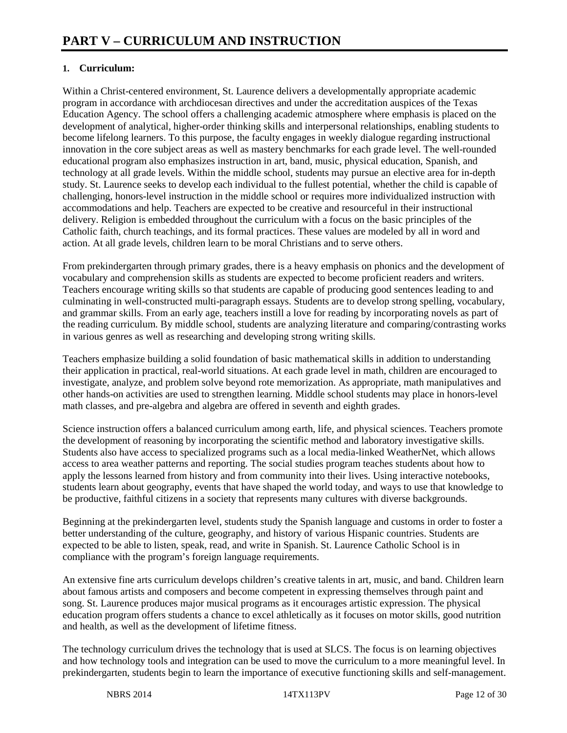# PART V – CURRICULUM AND INSTRUCTION

**1. Curriculum:**

Within a Christ-centered environment, St. Laurence delivers a developmentally appropriate academic program in accordance with archdiocesan directives and under the accreditation auspices of the Texas Education Agency. The school offers a challenging academic atmosphere where emphasis is placed on the development of analytical, higher-order thinking skills and interpersonal relationships, enabling students to become lifelong learners. To this purpose, the faculty engages in weekly dialogue regarding instructional innovation in the core subject areas as well as mastery benchmarks for each grade level. The well-rounded educational program also emphasizes instruction in art, band, music, physical education, Spanish, and technology at all grade levels. Within the middle school, students may pursue an elective area for in-depth study. St. Laurence seeks to develop each individual to the fullest potential, whether the child is capable of challenging, honors-level instruction in the middle school or requires more individualized instruction with accommodations and help. Teachers are expected to be creative and resourceful in their instructional delivery. Religion is embedded throughout the curriculum with a focus on the basic principles of the Catholic faith, church teachings, and its formal practices. These values are modeled by all in word and action. At all grade levels, children learn to be moral Christians and to serve others.

From prekindergarten through primary grades, there is a heavy emphasis on phonics and the development of vocabulary and comprehension skills as students are expected to become proficient readers and writers. Teachers encourage writing skills so that students are capable of producing good sentences leading to and culminating in well-constructed multi-paragraph essays. Students are to develop strong spelling, vocabulary, and grammar skills. From an early age, teachers instill a love for reading by incorporating novels as part of the reading curriculum. By middle school, students are analyzing literature and comparing/contrasting works in various genres as well as researching and developing strong writing skills.

Teachers emphasize building a solid foundation of basic mathematical skills in addition to understanding their application in practical, real-world situations. At each grade level in math, children are encouraged to investigate, analyze, and problem solve beyond rote memorization. As appropriate, math manipulatives and other hands-on activities are used to strengthen learning. Middle school students may place in honors-level math classes, and pre-algebra and algebra are offered in seventh and eighth grades.

Science instruction offers a balanced curriculum among earth, life, and physical sciences. Teachers promote the development of reasoning by incorporating the scientific method and laboratory investigative skills. Students also have access to specialized programs such as a local media-linked WeatherNet, which allows access to area weather patterns and reporting. The social studies program teaches students about how to apply the lessons learned from history and from community into their lives. Using interactive notebooks, students learn about geography, events that have shaped the world today, and ways to use that knowledge to be productive, faithful citizens in a society that represents many cultures with diverse backgrounds.

Beginning at the prekindergarten level, students study the Spanish language and customs in order to foster a better understanding of the culture, geography, and history of various Hispanic countries. Students are expected to be able to listen, speak, read, and write in Spanish. St. Laurence Catholic School is in compliance with the program's foreign language requirements.

An extensive fine arts curriculum develops children's creative talents in art, music, and band. Children learn about famous artists and composers and become competent in expressing themselves through paint and song. St. Laurence produces major musical programs as it encourages artistic expression. The physical education program offers students a chance to excel athletically as it focuses on motor skills, good nutrition and health, as well as the development of lifetime fitness.

The technology curriculum drives the technology that is used at SLCS. The focus is on learning objectives and how technology tools and integration can be used to move the curriculum to a more meaningful level. In prekindergarten, students begin to learn the importance of executive functioning skills and self-management.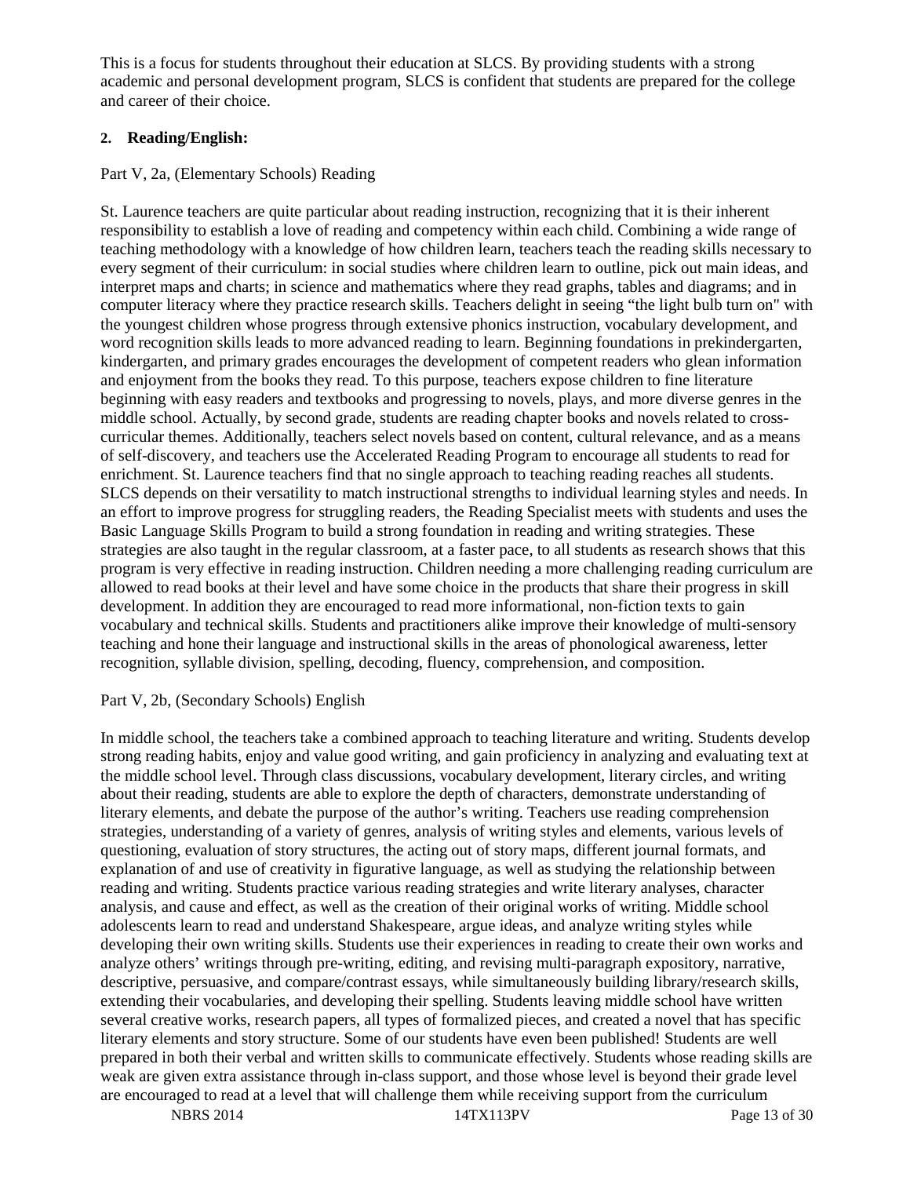This is a focus for students throughout their education at SLCS. By providing students with a strong academic and personal development program, SLCS is confident that students are prepared for the college and career of their choice.

**2. Reading/English:**

Part V, 2a, (Elementary Schools) Reading

St. Laurence teachers are quite particular about reading instruction, recognizing that it is their inherent responsibility to establish a love of reading and competency within each child. Combining a wide range of teaching methodology with a knowledge of how children learn, teachers teach the reading skills necessary to every segment of their curriculum: in social studies where children learn to outline, pick out main ideas, and interpret maps and charts; in science and mathematics where they read graphs, tables and diagrams; and in computer literacy where they practice research skills. Teachers delight in seeing "the light bulb turn on" with the youngest children whose progress through extensive phonics instruction, vocabulary development, and word recognition skills leads to more advanced reading to learn. Beginning foundations in prekindergarten, kindergarten, and primary grades encourages the development of competent readers who glean information and enjoyment from the books they read. To this purpose, teachers expose children to fine literature beginning with easy readers and textbooks and progressing to novels, plays, and more diverse genres in the middle school. Actually, by second grade, students are reading chapter books and novels related to cross-curricular themes. Additionally, teachers select novels based on content, cultural relevance, and as a means of self-discovery, and teachers use the Accelerated Reading Program to encourage all students to read for enrichment. St. Laurence teachers find that no single approach to teaching reading reaches all students. SLCS depends on their versatility to match instructional strengths to individual learning styles and needs. In an effort to improve progress for struggling readers, the Reading Specialist meets with students and uses the Basic Language Skills Program to build a strong foundation in reading and writing strategies. These strategies are also taught in the regular classroom, at a faster pace, to all students as research shows that this program is very effective in reading instruction. Children needing a more challenging reading curriculum are allowed to read books at their level and have some choice in the products that share their progress in skill development. In addition they are encouraged to read more informational, non-fiction texts to gain vocabulary and technical skills. Students and practitioners alike improve their knowledge of multi-sensory teaching and hone their language and instructional skills in the areas of phonological awareness, letter recognition, syllable division, spelling, decoding, fluency, comprehension, and composition.

Part V, 2b, (Secondary Schools) English

In middle school, the teachers take a combined approach to teaching literature and writing. Students develop strong reading habits, enjoy and value good writing, and gain proficiency in analyzing and evaluating text at the middle school level. Through class discussions, vocabulary development, literary circles, and writing about their reading, students are able to explore the depth of characters, demonstrate understanding of literary elements, and debate the purpose of the author's writing. Teachers use reading comprehension strategies, understanding of a variety of genres, analysis of writing styles and elements, various levels of questioning, evaluation of story structures, the acting out of story maps, different journal formats, and explanation of and use of creativity in figurative language, as well as studying the relationship between reading and writing. Students practice various reading strategies and write literary analyses, character analysis, and cause and effect, as well as the creation of their original works of writing. Middle school adolescents learn to read and understand Shakespeare, argue ideas, and analyze writing styles while developing their own writing skills. Students use their experiences in reading to create their own works and analyze others' writings through pre-writing, editing, and revising multi-paragraph expository, narrative, descriptive, persuasive, and compare/contrast essays, while simultaneously building library/research skills, extending their vocabularies, and developing their spelling. Students leaving middle school have written several creative works, research papers, all types of formalized pieces, and created a novel that has specific literary elements and story structure. Some of our students have even been published! Students are well prepared in both their verbal and written skills to communicate effectively. Students whose reading skills are weak are given extra assistance through in-class support, and those whose level is beyond their grade level are encouraged to read at a level that will challenge them while receiving support from the curriculum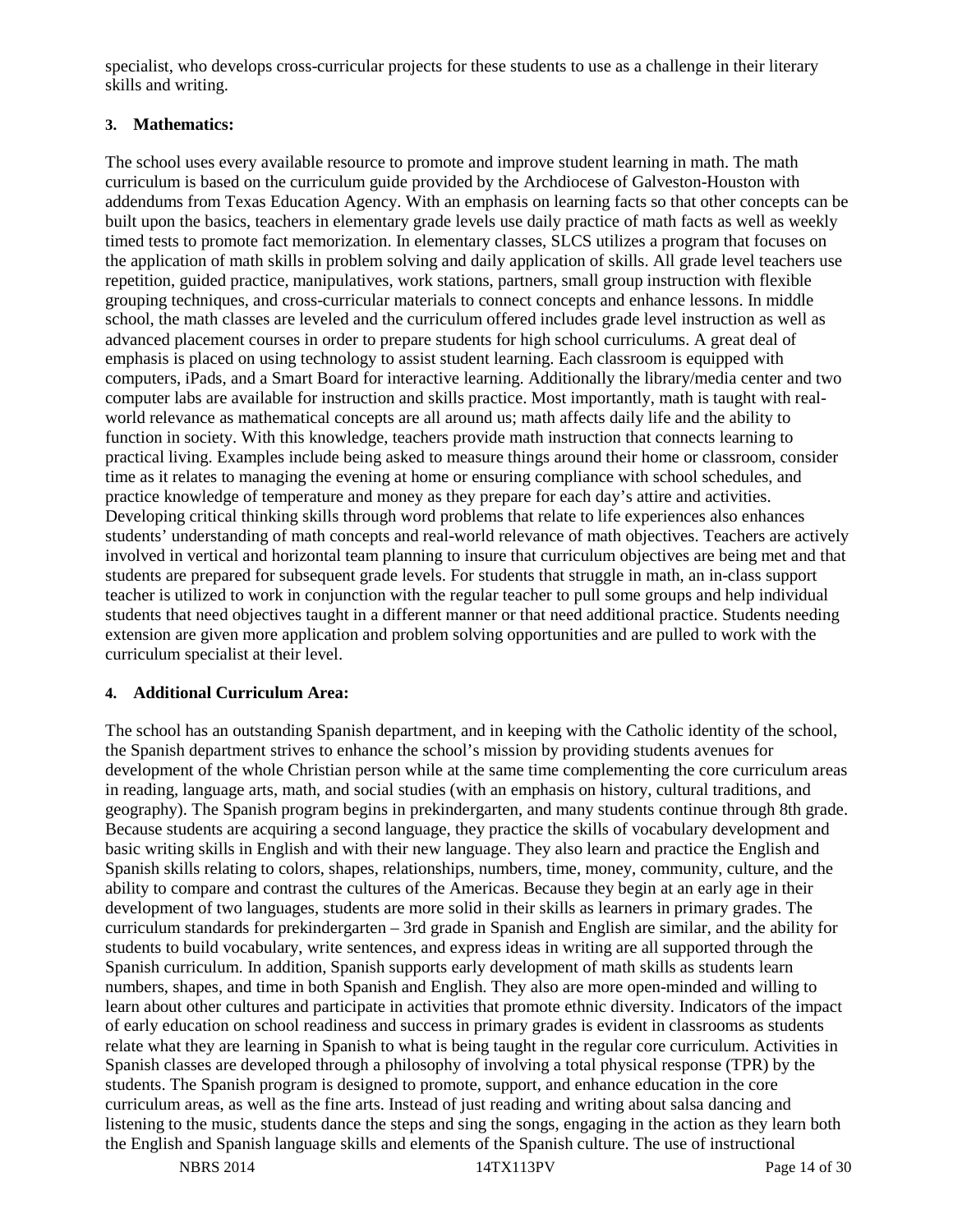specialist, who develops cross-curricular projects for these students to use as a challenge in their literary skills and writing.

### 3. Mathematics:

The school uses every available resource to promote and improve student learning in math. The math curriculum is based on the curriculum guide provided by the Archdiocese of Galveston-Houston with addendums from Texas Education Agency. With an emphasis on learning facts so that other concepts can be built upon the basics, teachers in elementary grade levels use daily practice of math facts as well as weekly timed tests to promote fact memorization. In elementary classes, SLCS utilizes a program that focuses on the application of math skills in problem solving and daily application of skills. All grade level teachers use repetition, guided practice, manipulatives, work stations, partners, small group instruction with flexible grouping techniques, and cross-curricular materials to connect concepts and enhance lessons. In middle school, the math classes are leveled and the curriculum offered includes grade level instruction as well as advanced placement courses in order to prepare students for high school curriculums. A great deal of emphasis is placed on using technology to assist student learning. Each classroom is equipped with computers, iPads, and a Smart Board for interactive learning. Additionally the library/media center and two computer labs are available for instruction and skills practice. Most importantly, math is taught with real-world relevance as mathematical concepts are all around us; math affects daily life and the ability to function in society. With this knowledge, teachers provide math instruction that connects learning to practical living. Examples include being asked to measure things around their home or classroom, consider time as it relates to managing the evening at home or ensuring compliance with school schedules, and practice knowledge of temperature and money as they prepare for each day's attire and activities. Developing critical thinking skills through word problems that relate to life experiences also enhances students' understanding of math concepts and real-world relevance of math objectives. Teachers are actively involved in vertical and horizontal team planning to insure that curriculum objectives are being met and that students are prepared for subsequent grade levels. For students that struggle in math, an in-class support teacher is utilized to work in conjunction with the regular teacher to pull some groups and help individual students that need objectives taught in a different manner or that need additional practice. Students needing extension are given more application and problem solving opportunities and are pulled to work with the curriculum specialist at their level.

### 4. Additional Curriculum Area:

The school has an outstanding Spanish department, and in keeping with the Catholic identity of the school, the Spanish department strives to enhance the school's mission by providing students avenues for development of the whole Christian person while at the same time complementing the core curriculum areas in reading, language arts, math, and social studies (with an emphasis on history, cultural traditions, and geography). The Spanish program begins in prekindergarten, and many students continue through 8th grade. Because students are acquiring a second language, they practice the skills of vocabulary development and basic writing skills in English and with their new language. They also learn and practice the English and Spanish skills relating to colors, shapes, relationships, numbers, time, money, community, culture, and the ability to compare and contrast the cultures of the Americas. Because they begin at an early age in their development of two languages, students are more solid in their skills as learners in primary grades. The curriculum standards for prekindergarten – 3rd grade in Spanish and English are similar, and the ability for students to build vocabulary, write sentences, and express ideas in writing are all supported through the Spanish curriculum. In addition, Spanish supports early development of math skills as students learn numbers, shapes, and time in both Spanish and English. They also are more open-minded and willing to learn about other cultures and participate in activities that promote ethnic diversity. Indicators of the impact of early education on school readiness and success in primary grades is evident in classrooms as students relate what they are learning in Spanish to what is being taught in the regular core curriculum. Activities in Spanish classes are developed through a philosophy of involving a total physical response (TPR) by the students. The Spanish program is designed to promote, support, and enhance education in the core curriculum areas, as well as the fine arts. Instead of just reading and writing about salsa dancing and listening to the music, students dance the steps and sing the songs, engaging in the action as they learn both the English and Spanish language skills and elements of the Spanish culture. The use of instructional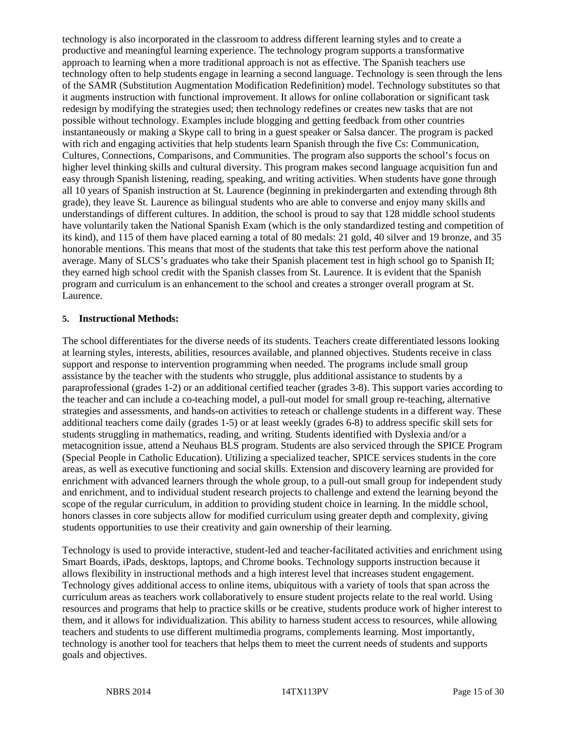technology is also incorporated in the classroom to address different learning styles and to create a productive and meaningful learning experience. The technology program supports a transformative approach to learning when a more traditional approach is not as effective. The Spanish teachers use technology often to help students engage in learning a second language. Technology is seen through the lens of the SAMR (Substitution Augmentation Modification Redefinition) model. Technology substitutes so that it augments instruction with functional improvement. It allows for online collaboration or significant task redesign by modifying the strategies used; then technology redefines or creates new tasks that are not possible without technology. Examples include blogging and getting feedback from other countries instantaneously or making a Skype call to bring in a guest speaker or Salsa dancer. The program is packed with rich and engaging activities that help students learn Spanish through the five Cs: Communication, Cultures, Connections, Comparisons, and Communities. The program also supports the school's focus on higher level thinking skills and cultural diversity. This program makes second language acquisition fun and easy through Spanish listening, reading, speaking, and writing activities. When students have gone through all 10 years of Spanish instruction at St. Laurence (beginning in prekindergarten and extending through 8th grade), they leave St. Laurence as bilingual students who are able to converse and enjoy many skills and understandings of different cultures. In addition, the school is proud to say that 128 middle school students have voluntarily taken the National Spanish Exam (which is the only standardized testing and competition of its kind), and 115 of them have placed earning a total of 80 medals: 21 gold, 40 silver and 19 bronze, and 35 honorable mentions. This means that most of the students that take this test perform above the national average. Many of SLCS's graduates who take their Spanish placement test in high school go to Spanish II; they earned high school credit with the Spanish classes from St. Laurence. It is evident that the Spanish program and curriculum is an enhancement to the school and creates a stronger overall program at St. Laurence.

**5. Instructional Methods:**

The school differentiates for the diverse needs of its students. Teachers create differentiated lessons looking at learning styles, interests, abilities, resources available, and planned objectives. Students receive in class support and response to intervention programming when needed. The programs include small group assistance by the teacher with the students who struggle, plus additional assistance to students by a paraprofessional (grades 1-2) or an additional certified teacher (grades 3-8). This support varies according to the teacher and can include a co-teaching model, a pull-out model for small group re-teaching, alternative strategies and assessments, and hands-on activities to reteach or challenge students in a different way. These additional teachers come daily (grades 1-5) or at least weekly (grades 6-8) to address specific skill sets for students struggling in mathematics, reading, and writing. Students identified with Dyslexia and/or a metacognition issue, attend a Neuhaus BLS program. Students are also serviced through the SPICE Program (Special People in Catholic Education). Utilizing a specialized teacher, SPICE services students in the core areas, as well as executive functioning and social skills. Extension and discovery learning are provided for enrichment with advanced learners through the whole group, to a pull-out small group for independent study and enrichment, and to individual student research projects to challenge and extend the learning beyond the scope of the regular curriculum, in addition to providing student choice in learning. In the middle school, honors classes in core subjects allow for modified curriculum using greater depth and complexity, giving students opportunities to use their creativity and gain ownership of their learning.

Technology is used to provide interactive, student-led and teacher-facilitated activities and enrichment using Smart Boards, iPads, desktops, laptops, and Chrome books. Technology supports instruction because it allows flexibility in instructional methods and a high interest level that increases student engagement. Technology gives additional access to online items, ubiquitous with a variety of tools that span across the curriculum areas as teachers work collaboratively to ensure student projects relate to the real world. Using resources and programs that help to practice skills or be creative, students produce work of higher interest to them, and it allows for individualization. This ability to harness student access to resources, while allowing teachers and students to use different multimedia programs, complements learning. Most importantly, technology is another tool for teachers that helps them to meet the current needs of students and supports goals and objectives.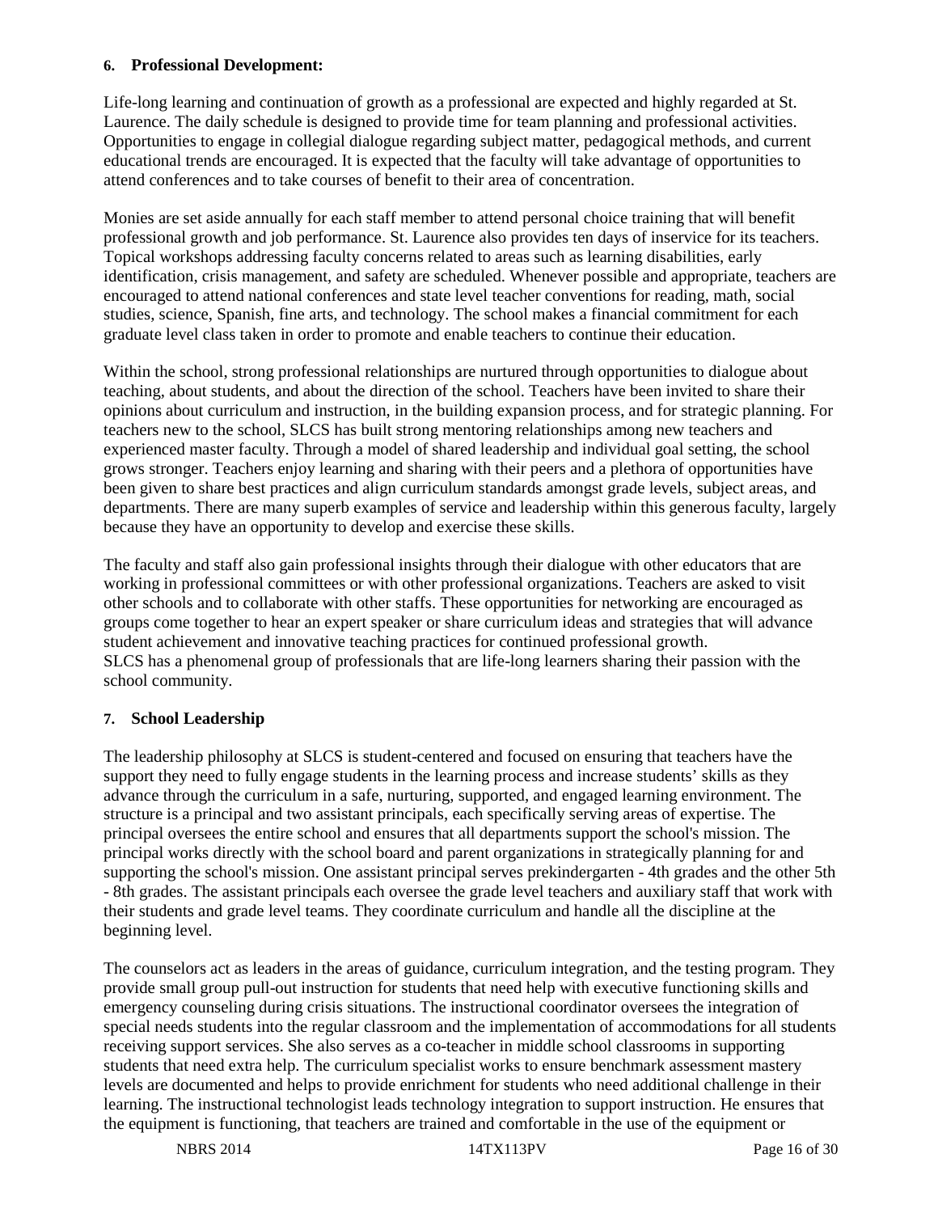**6. Professional Development:**

Life-long learning and continuation of growth as a professional are expected and highly regarded at St. Laurence. The daily schedule is designed to provide time for team planning and professional activities. Opportunities to engage in collegial dialogue regarding subject matter, pedagogical methods, and current educational trends are encouraged. It is expected that the faculty will take advantage of opportunities to attend conferences and to take courses of benefit to their area of concentration.

Monies are set aside annually for each staff member to attend personal choice training that will benefit professional growth and job performance. St. Laurence also provides ten days of inservice for its teachers. Topical workshops addressing faculty concerns related to areas such as learning disabilities, early identification, crisis management, and safety are scheduled. Whenever possible and appropriate, teachers are encouraged to attend national conferences and state level teacher conventions for reading, math, social studies, science, Spanish, fine arts, and technology. The school makes a financial commitment for each graduate level class taken in order to promote and enable teachers to continue their education.

Within the school, strong professional relationships are nurtured through opportunities to dialogue about teaching, about students, and about the direction of the school. Teachers have been invited to share their opinions about curriculum and instruction, in the building expansion process, and for strategic planning. For teachers new to the school, SLCS has built strong mentoring relationships among new teachers and experienced master faculty. Through a model of shared leadership and individual goal setting, the school grows stronger. Teachers enjoy learning and sharing with their peers and a plethora of opportunities have been given to share best practices and align curriculum standards amongst grade levels, subject areas, and departments. There are many superb examples of service and leadership within this generous faculty, largely because they have an opportunity to develop and exercise these skills.

The faculty and staff also gain professional insights through their dialogue with other educators that are working in professional committees or with other professional organizations. Teachers are asked to visit other schools and to collaborate with other staffs. These opportunities for networking are encouraged as groups come together to hear an expert speaker or share curriculum ideas and strategies that will advance student achievement and innovative teaching practices for continued professional growth.
SLCS has a phenomenal group of professionals that are life-long learners sharing their passion with the school community.

**7. School Leadership**

The leadership philosophy at SLCS is student-centered and focused on ensuring that teachers have the support they need to fully engage students in the learning process and increase students' skills as they advance through the curriculum in a safe, nurturing, supported, and engaged learning environment. The structure is a principal and two assistant principals, each specifically serving areas of expertise. The principal oversees the entire school and ensures that all departments support the school's mission. The principal works directly with the school board and parent organizations in strategically planning for and supporting the school's mission. One assistant principal serves prekindergarten - 4th grades and the other 5th - 8th grades. The assistant principals each oversee the grade level teachers and auxiliary staff that work with their students and grade level teams. They coordinate curriculum and handle all the discipline at the beginning level.

The counselors act as leaders in the areas of guidance, curriculum integration, and the testing program. They provide small group pull-out instruction for students that need help with executive functioning skills and emergency counseling during crisis situations. The instructional coordinator oversees the integration of special needs students into the regular classroom and the implementation of accommodations for all students receiving support services. She also serves as a co-teacher in middle school classrooms in supporting students that need extra help. The curriculum specialist works to ensure benchmark assessment mastery levels are documented and helps to provide enrichment for students who need additional challenge in their learning. The instructional technologist leads technology integration to support instruction. He ensures that the equipment is functioning, that teachers are trained and comfortable in the use of the equipment or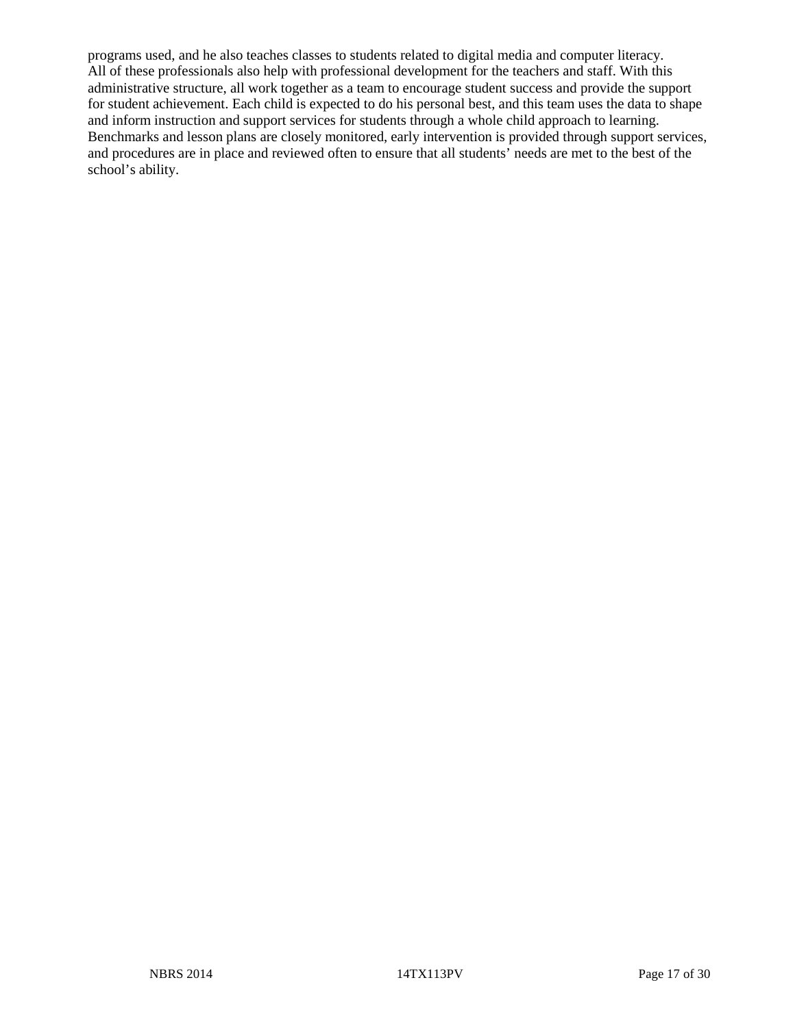programs used, and he also teaches classes to students related to digital media and computer literacy.
All of these professionals also help with professional development for the teachers and staff. With this administrative structure, all work together as a team to encourage student success and provide the support for student achievement. Each child is expected to do his personal best, and this team uses the data to shape and inform instruction and support services for students through a whole child approach to learning. Benchmarks and lesson plans are closely monitored, early intervention is provided through support services, and procedures are in place and reviewed often to ensure that all students' needs are met to the best of the school's ability.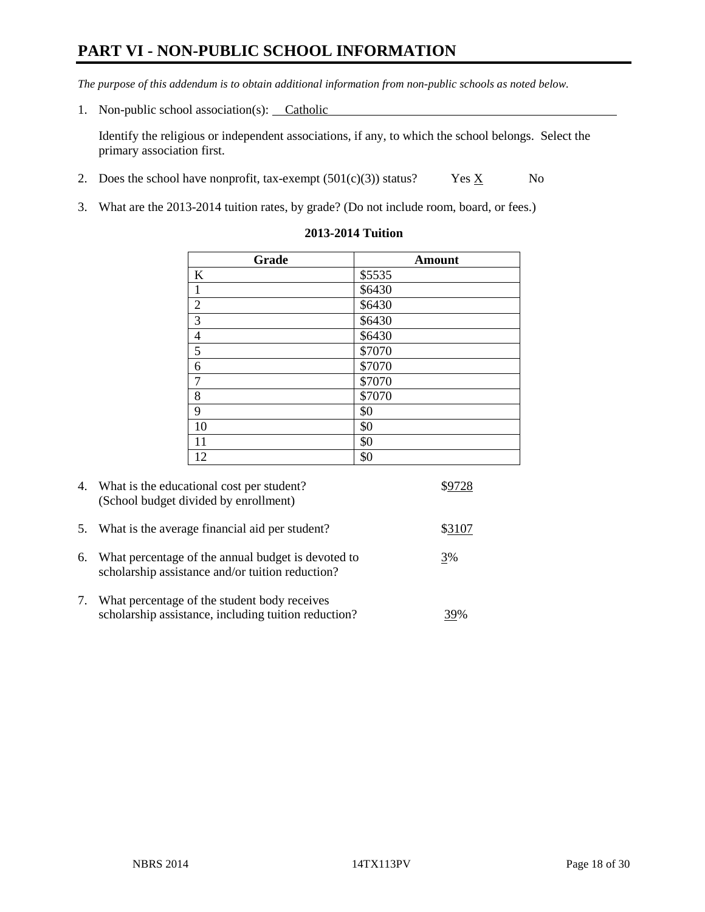# PART VI - NON-PUBLIC SCHOOL INFORMATION

*The purpose of this addendum is to obtain additional information from non-public schools as noted below.*

1. Non-public school association(s): Catholic

   Identify the religious or independent associations, if any, to which the school belongs. Select the primary association first.

2. Does the school have nonprofit, tax-exempt (501(c)(3)) status? Yes X No

3. What are the 2013-2014 tuition rates, by grade? (Do not include room, board, or fees.)

**2013-2014 Tuition**

| Grade | Amount |
|---|---|
| K | $5535 |
| 1 | $6430 |
| 2 | $6430 |
| 3 | $6430 |
| 4 | $6430 |
| 5 | $7070 |
| 6 | $7070 |
| 7 | $7070 |
| 8 | $7070 |
| 9 | $0 |
| 10 | $0 |
| 11 | $0 |
| 12 | $0 |

4. What is the educational cost per student? (School budget divided by enrollment) $9728

5. What is the average financial aid per student? $3107

6. What percentage of the annual budget is devoted to scholarship assistance and/or tuition reduction? 3%

7. What percentage of the student body receives scholarship assistance, including tuition reduction? 39%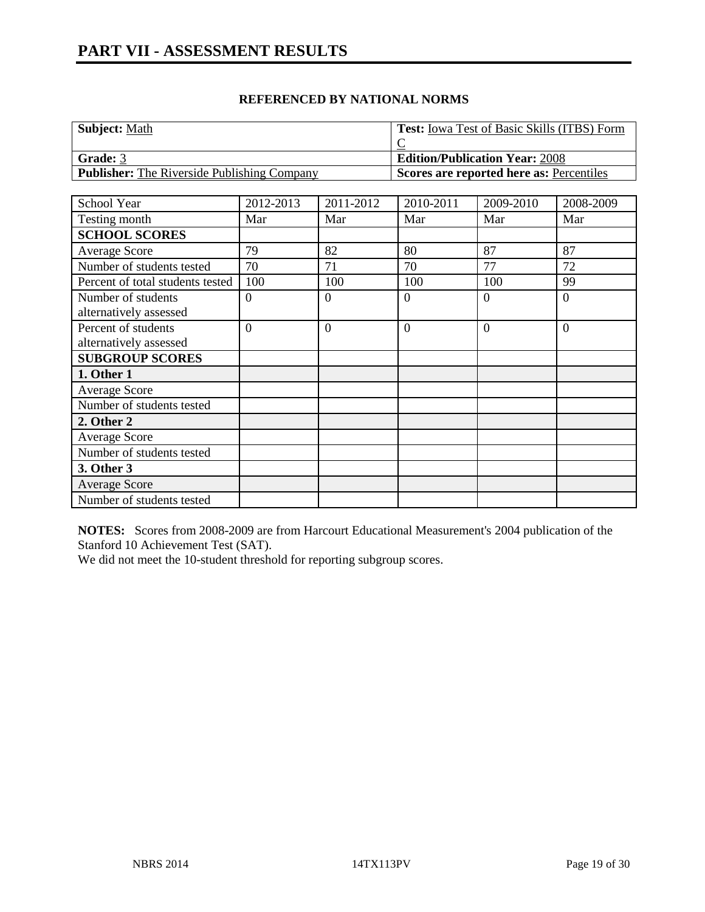# PART VII - ASSESSMENT RESULTS

**REFERENCED BY NATIONAL NORMS**

| **Subject:** Math | **Test:** Iowa Test of Basic Skills (ITBS) Form C |
|---|---|
| **Grade:** 3 | **Edition/Publication Year:** 2008 |
| **Publisher:** The Riverside Publishing Company | **Scores are reported here as:** Percentiles |

| School Year | 2012-2013 | 2011-2012 | 2010-2011 | 2009-2010 | 2008-2009 |
|---|---|---|---|---|---|
| Testing month | Mar | Mar | Mar | Mar | Mar |
| **SCHOOL SCORES** | | | | | |
| Average Score | 79 | 82 | 80 | 87 | 87 |
| Number of students tested | 70 | 71 | 70 | 77 | 72 |
| Percent of total students tested | 100 | 100 | 100 | 100 | 99 |
| Number of students alternatively assessed | 0 | 0 | 0 | 0 | 0 |
| Percent of students alternatively assessed | 0 | 0 | 0 | 0 | 0 |
| **SUBGROUP SCORES** | | | | | |
| **1. Other 1** | | | | | |
| Average Score | | | | | |
| Number of students tested | | | | | |
| **2. Other 2** | | | | | |
| Average Score | | | | | |
| Number of students tested | | | | | |
| **3. Other 3** | | | | | |
| Average Score | | | | | |
| Number of students tested | | | | | |

**NOTES:** Scores from 2008-2009 are from Harcourt Educational Measurement's 2004 publication of the Stanford 10 Achievement Test (SAT).
We did not meet the 10-student threshold for reporting subgroup scores.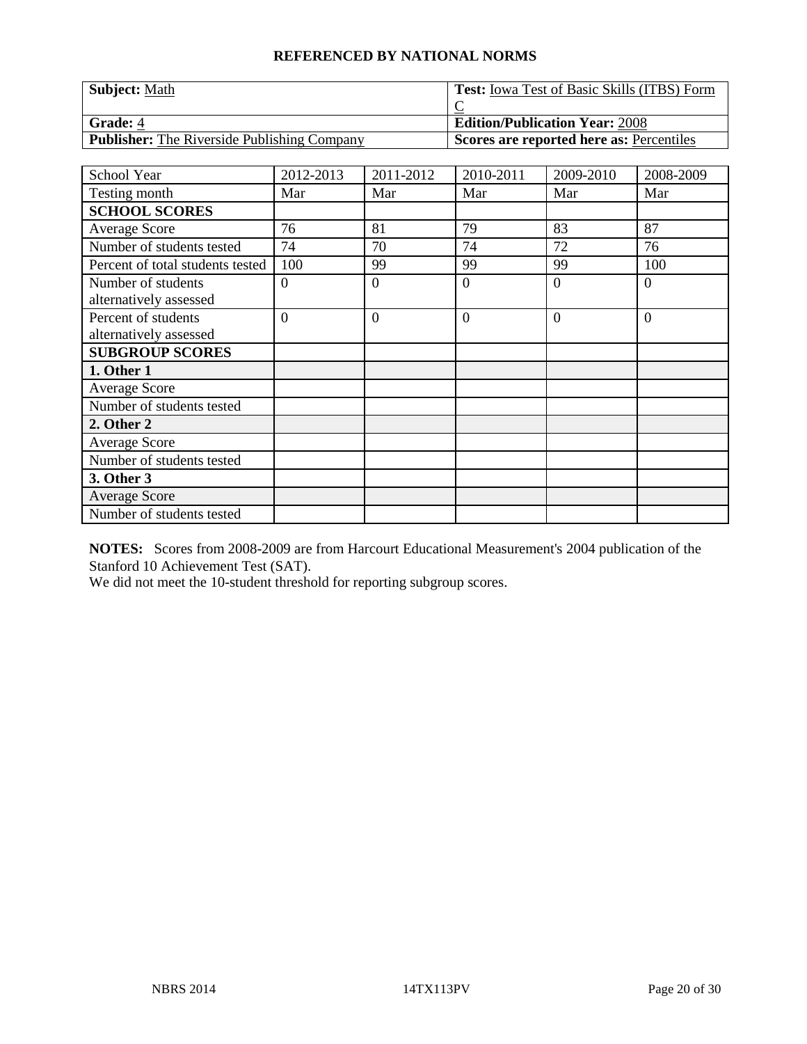## REFERENCED BY NATIONAL NORMS

| **Subject:** Math | **Test:** Iowa Test of Basic Skills (ITBS) Form C |
|---|---|
| **Grade:** 4 | **Edition/Publication Year:** 2008 |
| **Publisher:** The Riverside Publishing Company | **Scores are reported here as:** Percentiles |

| School Year | 2012-2013 | 2011-2012 | 2010-2011 | 2009-2010 | 2008-2009 |
|---|---|---|---|---|---|
| Testing month | Mar | Mar | Mar | Mar | Mar |
| **SCHOOL SCORES** | | | | | |
| Average Score | 76 | 81 | 79 | 83 | 87 |
| Number of students tested | 74 | 70 | 74 | 72 | 76 |
| Percent of total students tested | 100 | 99 | 99 | 99 | 100 |
| Number of students alternatively assessed | 0 | 0 | 0 | 0 | 0 |
| Percent of students alternatively assessed | 0 | 0 | 0 | 0 | 0 |
| **SUBGROUP SCORES** | | | | | |
| **1. Other 1** | | | | | |
| Average Score | | | | | |
| Number of students tested | | | | | |
| **2. Other 2** | | | | | |
| Average Score | | | | | |
| Number of students tested | | | | | |
| **3. Other 3** | | | | | |
| Average Score | | | | | |
| Number of students tested | | | | | |

**NOTES:** Scores from 2008-2009 are from Harcourt Educational Measurement's 2004 publication of the Stanford 10 Achievement Test (SAT).
We did not meet the 10-student threshold for reporting subgroup scores.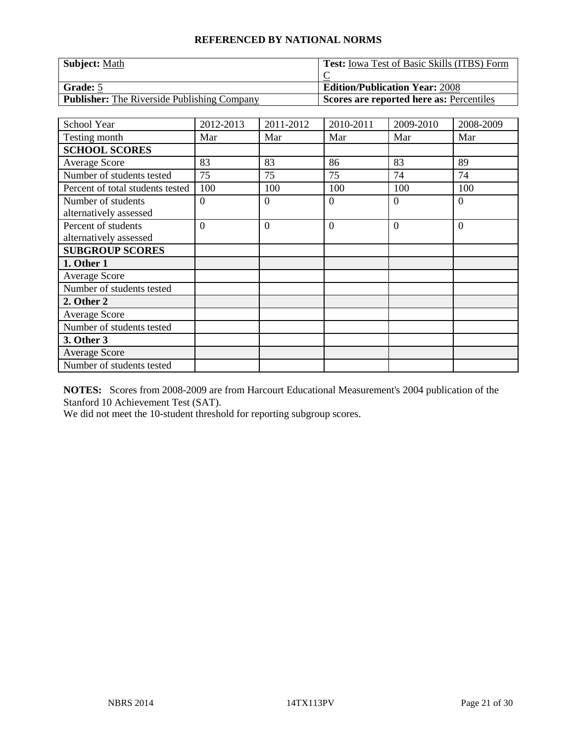## REFERENCED BY NATIONAL NORMS

| **Subject:** Math | **Test:** Iowa Test of Basic Skills (ITBS) Form C |
|---|---|
| **Grade:** 5 | **Edition/Publication Year:** 2008 |
| **Publisher:** The Riverside Publishing Company | **Scores are reported here as:** Percentiles |

| School Year | 2012-2013 | 2011-2012 | 2010-2011 | 2009-2010 | 2008-2009 |
|---|---|---|---|---|---|
| Testing month | Mar | Mar | Mar | Mar | Mar |
| **SCHOOL SCORES** | | | | | |
| Average Score | 83 | 83 | 86 | 83 | 89 |
| Number of students tested | 75 | 75 | 75 | 74 | 74 |
| Percent of total students tested | 100 | 100 | 100 | 100 | 100 |
| Number of students alternatively assessed | 0 | 0 | 0 | 0 | 0 |
| Percent of students alternatively assessed | 0 | 0 | 0 | 0 | 0 |
| **SUBGROUP SCORES** | | | | | |
| **1. Other 1** | | | | | |
| Average Score | | | | | |
| Number of students tested | | | | | |
| **2. Other 2** | | | | | |
| Average Score | | | | | |
| Number of students tested | | | | | |
| **3. Other 3** | | | | | |
| Average Score | | | | | |
| Number of students tested | | | | | |

**NOTES:** Scores from 2008-2009 are from Harcourt Educational Measurement's 2004 publication of the Stanford 10 Achievement Test (SAT).
We did not meet the 10-student threshold for reporting subgroup scores.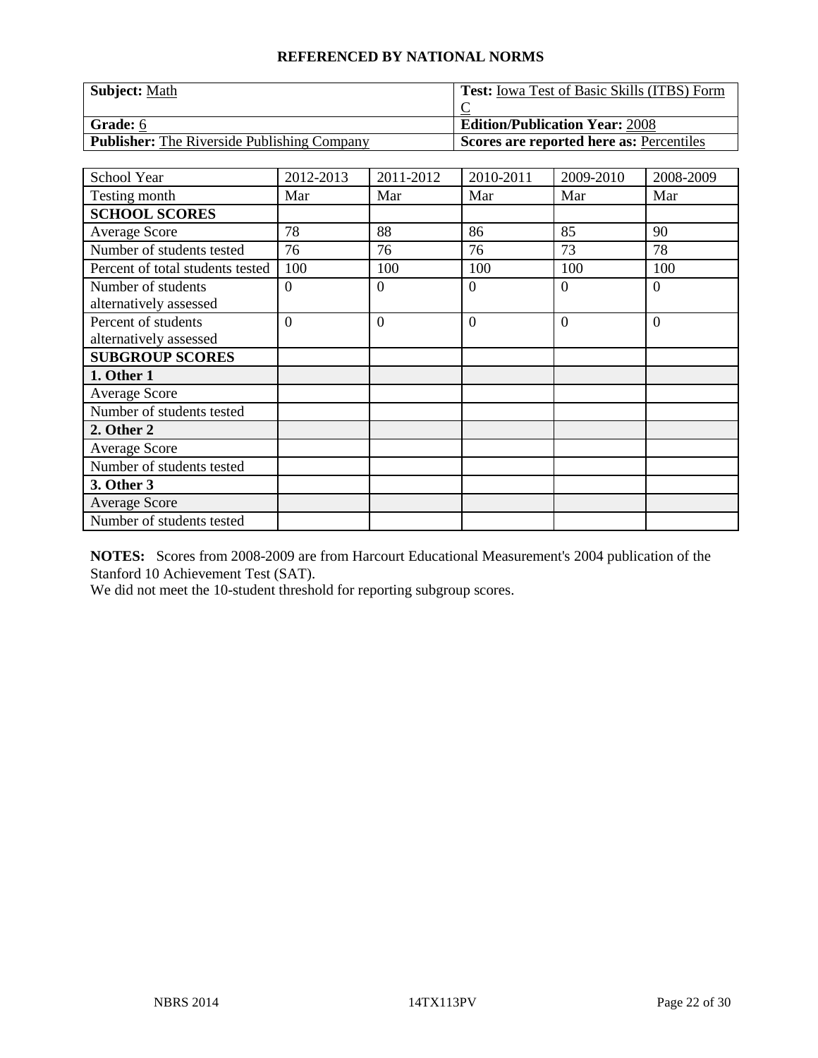## REFERENCED BY NATIONAL NORMS

| **Subject:** Math | **Test:** Iowa Test of Basic Skills (ITBS) Form C |
|---|---|
| **Grade:** 6 | **Edition/Publication Year:** 2008 |
| **Publisher:** The Riverside Publishing Company | **Scores are reported here as:** Percentiles |

| School Year | 2012-2013 | 2011-2012 | 2010-2011 | 2009-2010 | 2008-2009 |
|---|---|---|---|---|---|
| Testing month | Mar | Mar | Mar | Mar | Mar |
| **SCHOOL SCORES** | | | | | |
| Average Score | 78 | 88 | 86 | 85 | 90 |
| Number of students tested | 76 | 76 | 76 | 73 | 78 |
| Percent of total students tested | 100 | 100 | 100 | 100 | 100 |
| Number of students alternatively assessed | 0 | 0 | 0 | 0 | 0 |
| Percent of students alternatively assessed | 0 | 0 | 0 | 0 | 0 |
| **SUBGROUP SCORES** | | | | | |
| **1. Other 1** | | | | | |
| Average Score | | | | | |
| Number of students tested | | | | | |
| **2. Other 2** | | | | | |
| Average Score | | | | | |
| Number of students tested | | | | | |
| **3. Other 3** | | | | | |
| Average Score | | | | | |
| Number of students tested | | | | | |

**NOTES:** Scores from 2008-2009 are from Harcourt Educational Measurement's 2004 publication of the Stanford 10 Achievement Test (SAT).
We did not meet the 10-student threshold for reporting subgroup scores.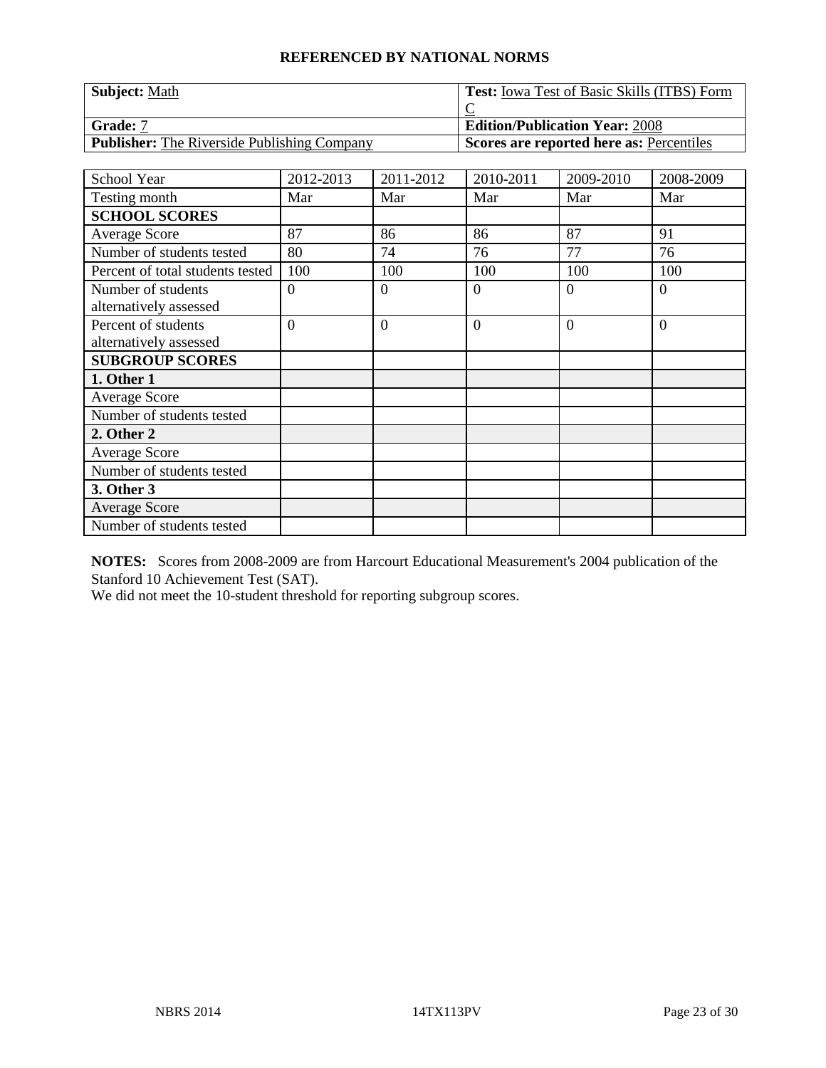**REFERENCED BY NATIONAL NORMS**

| **Subject:** Math | **Test:** Iowa Test of Basic Skills (ITBS) Form C |
|---|---|
| **Grade:** 7 | **Edition/Publication Year:** 2008 |
| **Publisher:** The Riverside Publishing Company | **Scores are reported here as:** Percentiles |

| School Year | 2012-2013 | 2011-2012 | 2010-2011 | 2009-2010 | 2008-2009 |
|---|---|---|---|---|---|
| Testing month | Mar | Mar | Mar | Mar | Mar |
| **SCHOOL SCORES** | | | | | |
| Average Score | 87 | 86 | 86 | 87 | 91 |
| Number of students tested | 80 | 74 | 76 | 77 | 76 |
| Percent of total students tested | 100 | 100 | 100 | 100 | 100 |
| Number of students alternatively assessed | 0 | 0 | 0 | 0 | 0 |
| Percent of students alternatively assessed | 0 | 0 | 0 | 0 | 0 |
| **SUBGROUP SCORES** | | | | | |
| **1. Other 1** | | | | | |
| Average Score | | | | | |
| Number of students tested | | | | | |
| **2. Other 2** | | | | | |
| Average Score | | | | | |
| Number of students tested | | | | | |
| **3. Other 3** | | | | | |
| Average Score | | | | | |
| Number of students tested | | | | | |

**NOTES:** Scores from 2008-2009 are from Harcourt Educational Measurement's 2004 publication of the Stanford 10 Achievement Test (SAT).
We did not meet the 10-student threshold for reporting subgroup scores.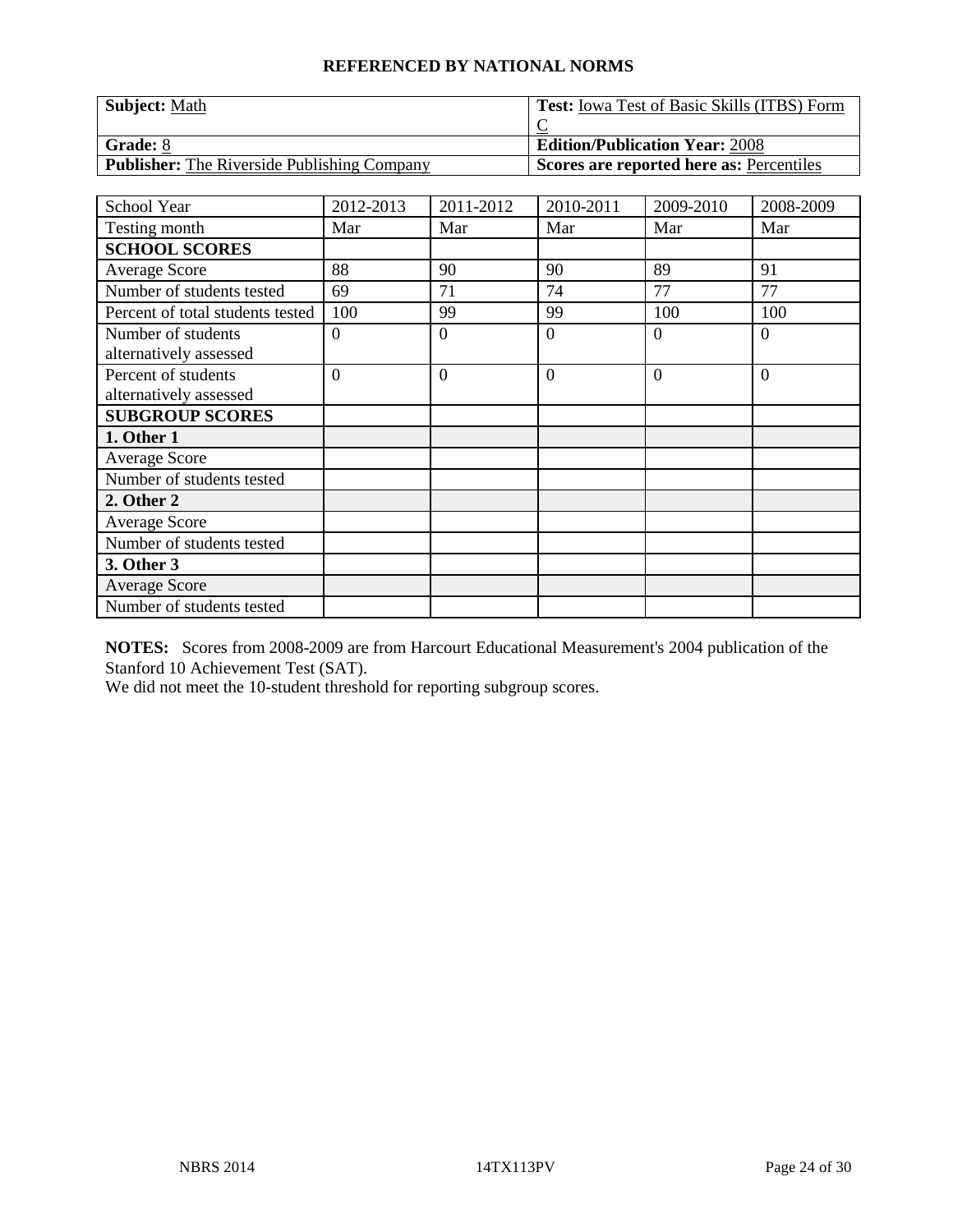## REFERENCED BY NATIONAL NORMS

| **Subject:** Math | **Test:** Iowa Test of Basic Skills (ITBS) Form C |
|---|---|
| **Grade:** 8 | **Edition/Publication Year:** 2008 |
| **Publisher:** The Riverside Publishing Company | **Scores are reported here as:** Percentiles |

| School Year | 2012-2013 | 2011-2012 | 2010-2011 | 2009-2010 | 2008-2009 |
|---|---|---|---|---|---|
| Testing month | Mar | Mar | Mar | Mar | Mar |
| **SCHOOL SCORES** | | | | | |
| Average Score | 88 | 90 | 90 | 89 | 91 |
| Number of students tested | 69 | 71 | 74 | 77 | 77 |
| Percent of total students tested | 100 | 99 | 99 | 100 | 100 |
| Number of students alternatively assessed | 0 | 0 | 0 | 0 | 0 |
| Percent of students alternatively assessed | 0 | 0 | 0 | 0 | 0 |
| **SUBGROUP SCORES** | | | | | |
| **1. Other 1** | | | | | |
| Average Score | | | | | |
| Number of students tested | | | | | |
| **2. Other 2** | | | | | |
| Average Score | | | | | |
| Number of students tested | | | | | |
| **3. Other 3** | | | | | |
| Average Score | | | | | |
| Number of students tested | | | | | |

**NOTES:** Scores from 2008-2009 are from Harcourt Educational Measurement's 2004 publication of the Stanford 10 Achievement Test (SAT).
We did not meet the 10-student threshold for reporting subgroup scores.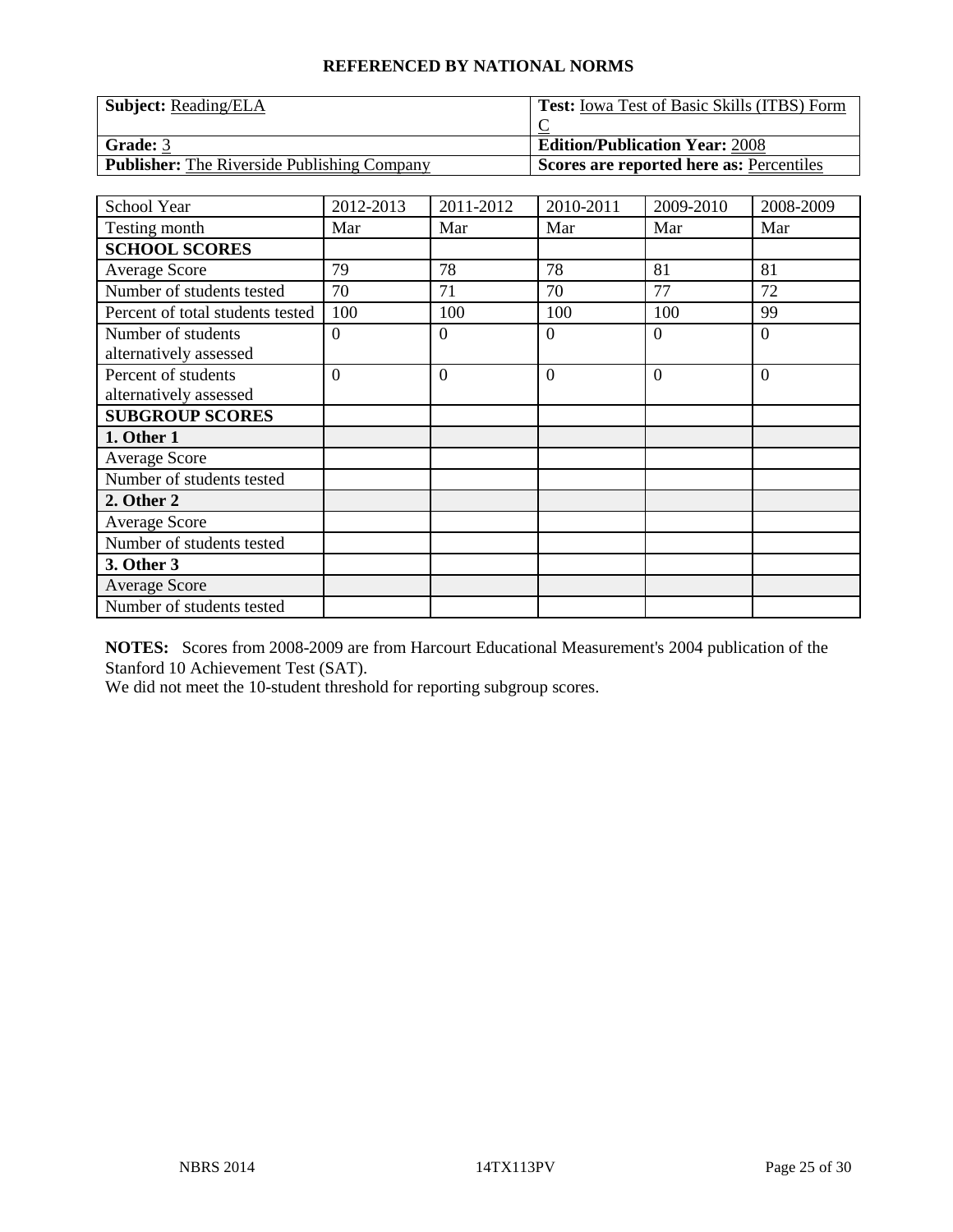## REFERENCED BY NATIONAL NORMS

| **Subject:** Reading/ELA | **Test:** Iowa Test of Basic Skills (ITBS) Form C |
|---|---|
| **Grade:** 3 | **Edition/Publication Year:** 2008 |
| **Publisher:** The Riverside Publishing Company | **Scores are reported here as:** Percentiles |

| School Year | 2012-2013 | 2011-2012 | 2010-2011 | 2009-2010 | 2008-2009 |
|---|---|---|---|---|---|
| Testing month | Mar | Mar | Mar | Mar | Mar |
| **SCHOOL SCORES** | | | | | |
| Average Score | 79 | 78 | 78 | 81 | 81 |
| Number of students tested | 70 | 71 | 70 | 77 | 72 |
| Percent of total students tested | 100 | 100 | 100 | 100 | 99 |
| Number of students alternatively assessed | 0 | 0 | 0 | 0 | 0 |
| Percent of students alternatively assessed | 0 | 0 | 0 | 0 | 0 |
| **SUBGROUP SCORES** | | | | | |
| **1. Other 1** | | | | | |
| Average Score | | | | | |
| Number of students tested | | | | | |
| **2. Other 2** | | | | | |
| Average Score | | | | | |
| Number of students tested | | | | | |
| **3. Other 3** | | | | | |
| Average Score | | | | | |
| Number of students tested | | | | | |

**NOTES:** Scores from 2008-2009 are from Harcourt Educational Measurement's 2004 publication of the Stanford 10 Achievement Test (SAT).
We did not meet the 10-student threshold for reporting subgroup scores.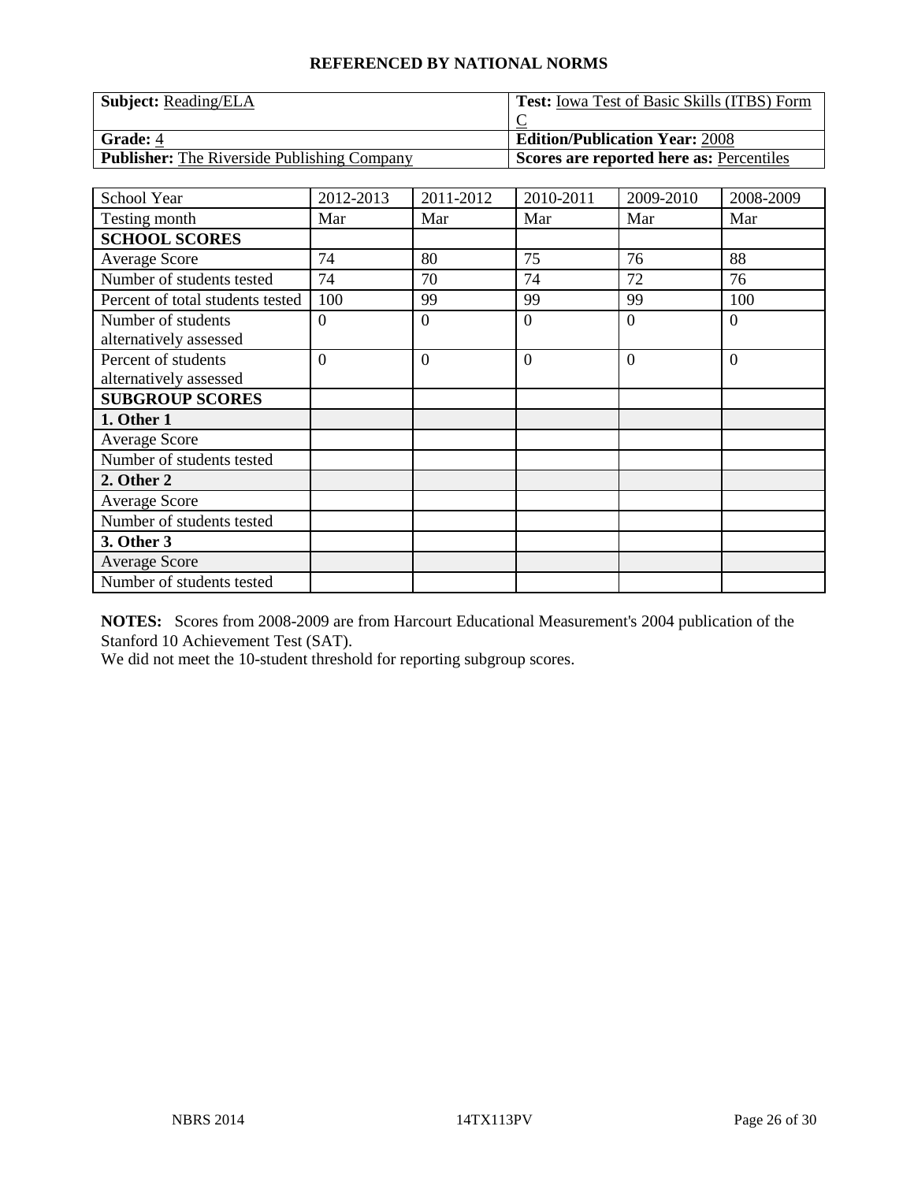**REFERENCED BY NATIONAL NORMS**

| **Subject:** Reading/ELA | **Test:** Iowa Test of Basic Skills (ITBS) Form C |
|---|---|
| **Grade:** 4 | **Edition/Publication Year:** 2008 |
| **Publisher:** The Riverside Publishing Company | **Scores are reported here as:** Percentiles |

| School Year | 2012-2013 | 2011-2012 | 2010-2011 | 2009-2010 | 2008-2009 |
|---|---|---|---|---|---|
| Testing month | Mar | Mar | Mar | Mar | Mar |
| **SCHOOL SCORES** | | | | | |
| Average Score | 74 | 80 | 75 | 76 | 88 |
| Number of students tested | 74 | 70 | 74 | 72 | 76 |
| Percent of total students tested | 100 | 99 | 99 | 99 | 100 |
| Number of students alternatively assessed | 0 | 0 | 0 | 0 | 0 |
| Percent of students alternatively assessed | 0 | 0 | 0 | 0 | 0 |
| **SUBGROUP SCORES** | | | | | |
| **1. Other 1** | | | | | |
| Average Score | | | | | |
| Number of students tested | | | | | |
| **2. Other 2** | | | | | |
| Average Score | | | | | |
| Number of students tested | | | | | |
| **3. Other 3** | | | | | |
| Average Score | | | | | |
| Number of students tested | | | | | |

**NOTES:** Scores from 2008-2009 are from Harcourt Educational Measurement's 2004 publication of the Stanford 10 Achievement Test (SAT).
We did not meet the 10-student threshold for reporting subgroup scores.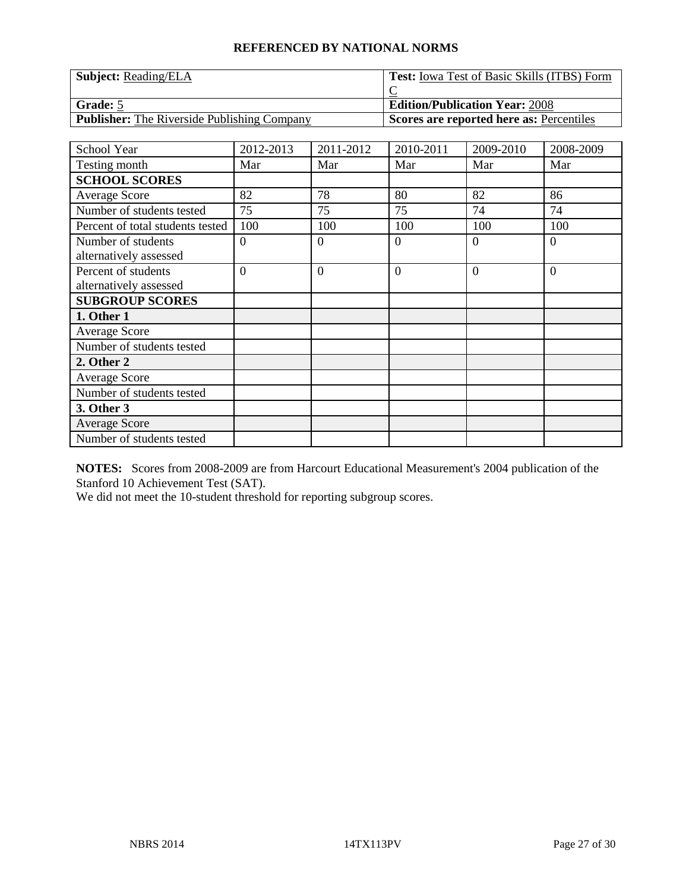## REFERENCED BY NATIONAL NORMS

| **Subject:** Reading/ELA | **Test:** Iowa Test of Basic Skills (ITBS) Form C |
|---|---|
| **Grade:** 5 | **Edition/Publication Year:** 2008 |
| **Publisher:** The Riverside Publishing Company | **Scores are reported here as:** Percentiles |

| School Year | 2012-2013 | 2011-2012 | 2010-2011 | 2009-2010 | 2008-2009 |
|---|---|---|---|---|---|
| Testing month | Mar | Mar | Mar | Mar | Mar |
| **SCHOOL SCORES** | | | | | |
| Average Score | 82 | 78 | 80 | 82 | 86 |
| Number of students tested | 75 | 75 | 75 | 74 | 74 |
| Percent of total students tested | 100 | 100 | 100 | 100 | 100 |
| Number of students alternatively assessed | 0 | 0 | 0 | 0 | 0 |
| Percent of students alternatively assessed | 0 | 0 | 0 | 0 | 0 |
| **SUBGROUP SCORES** | | | | | |
| **1. Other 1** | | | | | |
| Average Score | | | | | |
| Number of students tested | | | | | |
| **2. Other 2** | | | | | |
| Average Score | | | | | |
| Number of students tested | | | | | |
| **3. Other 3** | | | | | |
| Average Score | | | | | |
| Number of students tested | | | | | |

**NOTES:** Scores from 2008-2009 are from Harcourt Educational Measurement's 2004 publication of the Stanford 10 Achievement Test (SAT).
We did not meet the 10-student threshold for reporting subgroup scores.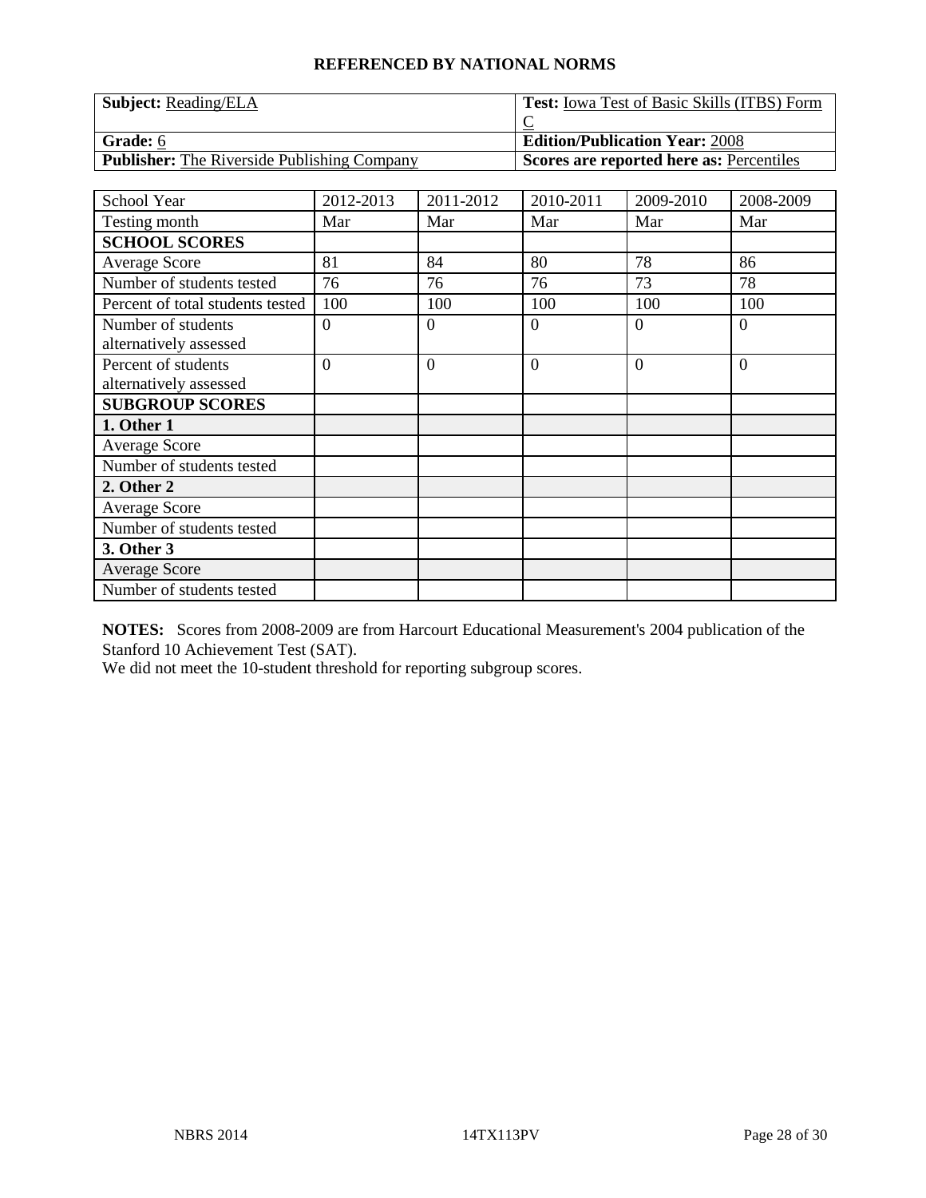## REFERENCED BY NATIONAL NORMS

| **Subject:** Reading/ELA | **Test:** Iowa Test of Basic Skills (ITBS) Form C |
| --- | --- |
| **Grade:** 6 | **Edition/Publication Year:** 2008 |
| **Publisher:** The Riverside Publishing Company | **Scores are reported here as:** Percentiles |

| School Year | 2012-2013 | 2011-2012 | 2010-2011 | 2009-2010 | 2008-2009 |
| --- | --- | --- | --- | --- | --- |
| Testing month | Mar | Mar | Mar | Mar | Mar |
| **SCHOOL SCORES** | | | | | |
| Average Score | 81 | 84 | 80 | 78 | 86 |
| Number of students tested | 76 | 76 | 76 | 73 | 78 |
| Percent of total students tested | 100 | 100 | 100 | 100 | 100 |
| Number of students alternatively assessed | 0 | 0 | 0 | 0 | 0 |
| Percent of students alternatively assessed | 0 | 0 | 0 | 0 | 0 |
| **SUBGROUP SCORES** | | | | | |
| **1. Other 1** | | | | | |
| Average Score | | | | | |
| Number of students tested | | | | | |
| **2. Other 2** | | | | | |
| Average Score | | | | | |
| Number of students tested | | | | | |
| **3. Other 3** | | | | | |
| Average Score | | | | | |
| Number of students tested | | | | | |

**NOTES:** Scores from 2008-2009 are from Harcourt Educational Measurement's 2004 publication of the Stanford 10 Achievement Test (SAT).
We did not meet the 10-student threshold for reporting subgroup scores.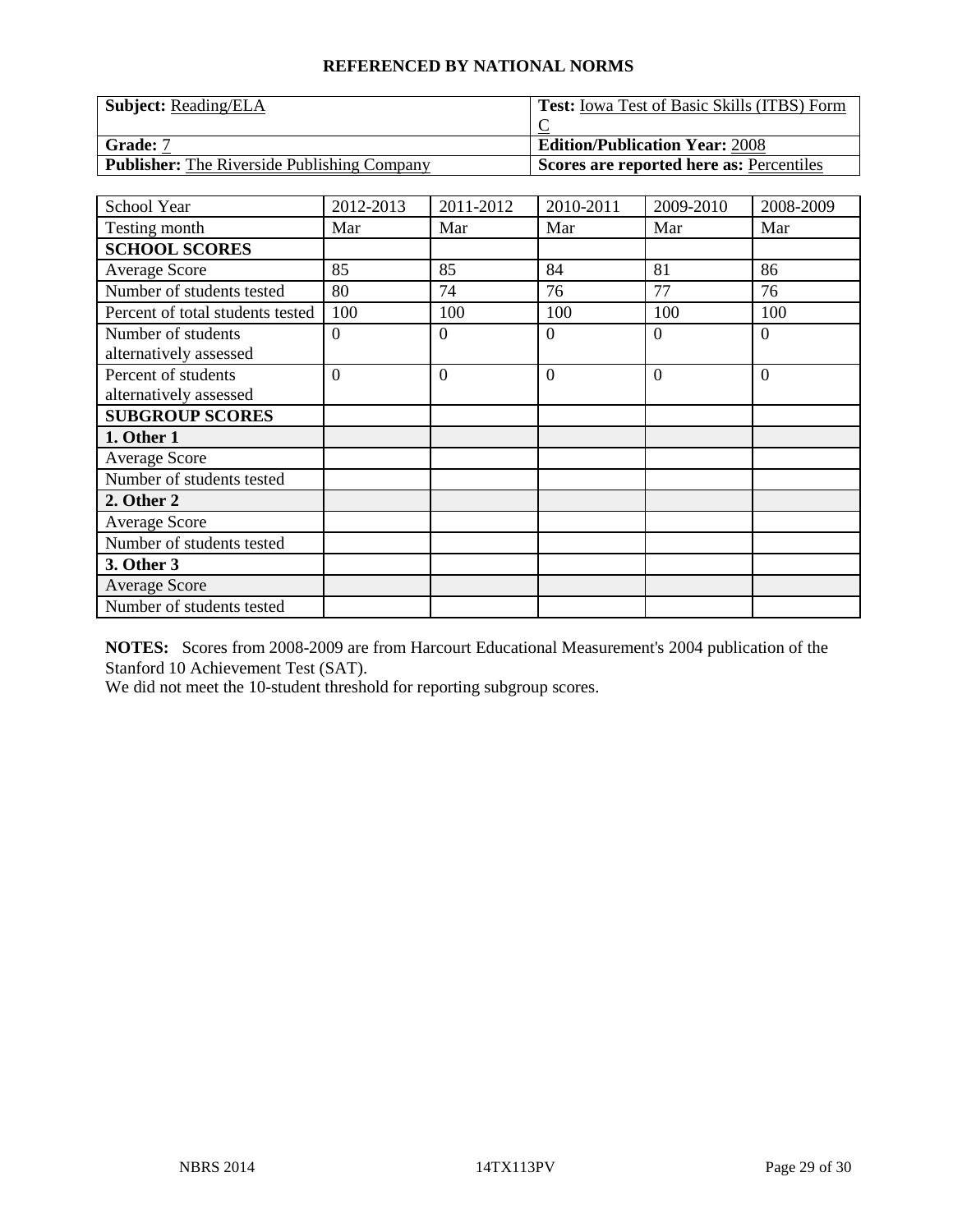## REFERENCED BY NATIONAL NORMS

| **Subject:** Reading/ELA | **Test:** Iowa Test of Basic Skills (ITBS) Form C |
|---|---|
| **Grade:** 7 | **Edition/Publication Year:** 2008 |
| **Publisher:** The Riverside Publishing Company | **Scores are reported here as:** Percentiles |

| School Year | 2012-2013 | 2011-2012 | 2010-2011 | 2009-2010 | 2008-2009 |
|---|---|---|---|---|---|
| Testing month | Mar | Mar | Mar | Mar | Mar |
| **SCHOOL SCORES** | | | | | |
| Average Score | 85 | 85 | 84 | 81 | 86 |
| Number of students tested | 80 | 74 | 76 | 77 | 76 |
| Percent of total students tested | 100 | 100 | 100 | 100 | 100 |
| Number of students alternatively assessed | 0 | 0 | 0 | 0 | 0 |
| Percent of students alternatively assessed | 0 | 0 | 0 | 0 | 0 |
| **SUBGROUP SCORES** | | | | | |
| **1. Other 1** | | | | | |
| Average Score | | | | | |
| Number of students tested | | | | | |
| **2. Other 2** | | | | | |
| Average Score | | | | | |
| Number of students tested | | | | | |
| **3. Other 3** | | | | | |
| Average Score | | | | | |
| Number of students tested | | | | | |

**NOTES:** Scores from 2008-2009 are from Harcourt Educational Measurement's 2004 publication of the Stanford 10 Achievement Test (SAT).
We did not meet the 10-student threshold for reporting subgroup scores.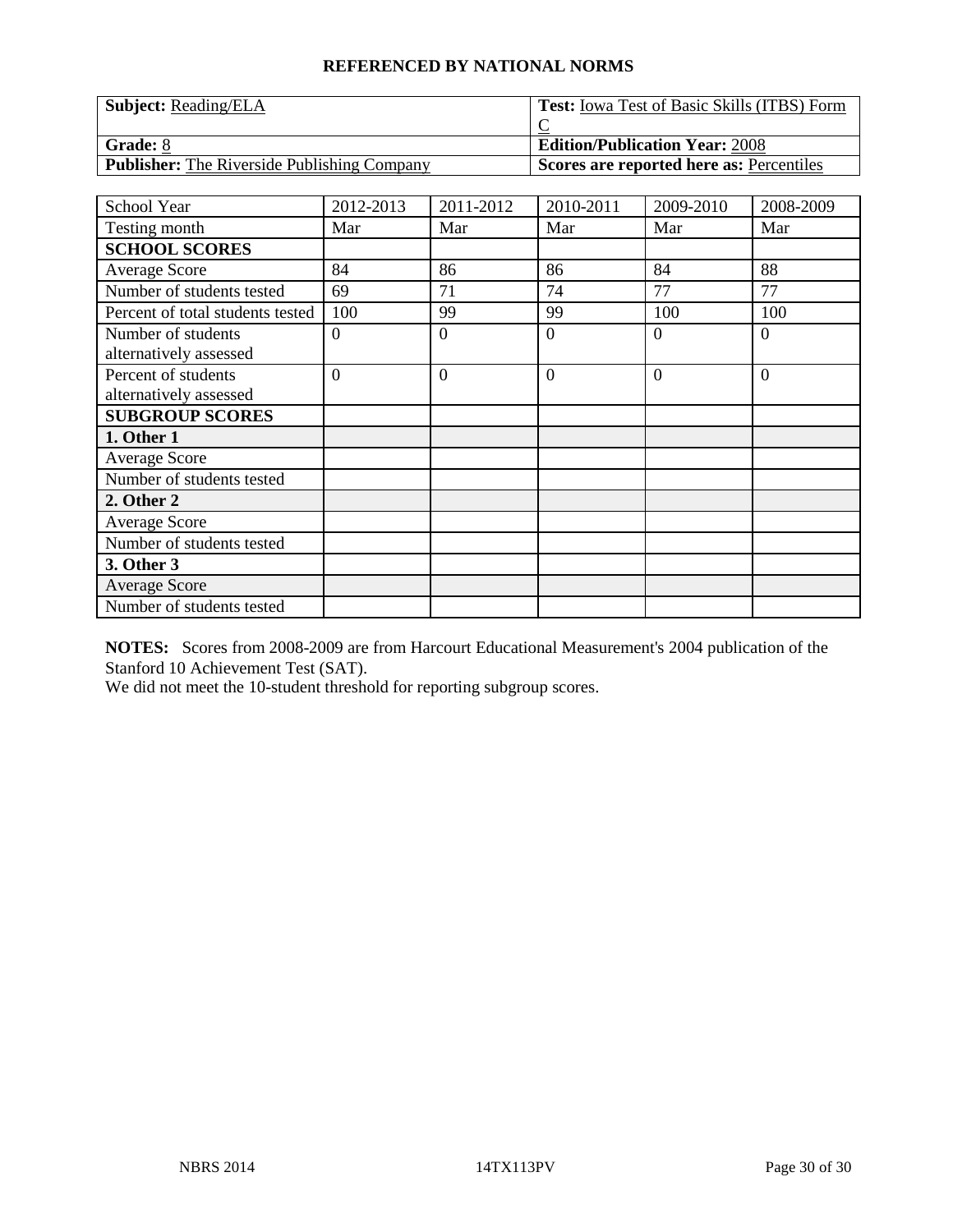## REFERENCED BY NATIONAL NORMS

| | |
|---|---|
| **Subject:** Reading/ELA | **Test:** Iowa Test of Basic Skills (ITBS) Form C |
| **Grade:** 8 | **Edition/Publication Year:** 2008 |
| **Publisher:** The Riverside Publishing Company | **Scores are reported here as:** Percentiles |

| School Year | 2012-2013 | 2011-2012 | 2010-2011 | 2009-2010 | 2008-2009 |
|---|---|---|---|---|---|
| Testing month | Mar | Mar | Mar | Mar | Mar |
| **SCHOOL SCORES** | | | | | |
| Average Score | 84 | 86 | 86 | 84 | 88 |
| Number of students tested | 69 | 71 | 74 | 77 | 77 |
| Percent of total students tested | 100 | 99 | 99 | 100 | 100 |
| Number of students alternatively assessed | 0 | 0 | 0 | 0 | 0 |
| Percent of students alternatively assessed | 0 | 0 | 0 | 0 | 0 |
| **SUBGROUP SCORES** | | | | | |
| **1. Other 1** | | | | | |
| Average Score | | | | | |
| Number of students tested | | | | | |
| **2. Other 2** | | | | | |
| Average Score | | | | | |
| Number of students tested | | | | | |
| **3. Other 3** | | | | | |
| Average Score | | | | | |
| Number of students tested | | | | | |

**NOTES:** Scores from 2008-2009 are from Harcourt Educational Measurement's 2004 publication of the Stanford 10 Achievement Test (SAT).
We did not meet the 10-student threshold for reporting subgroup scores.